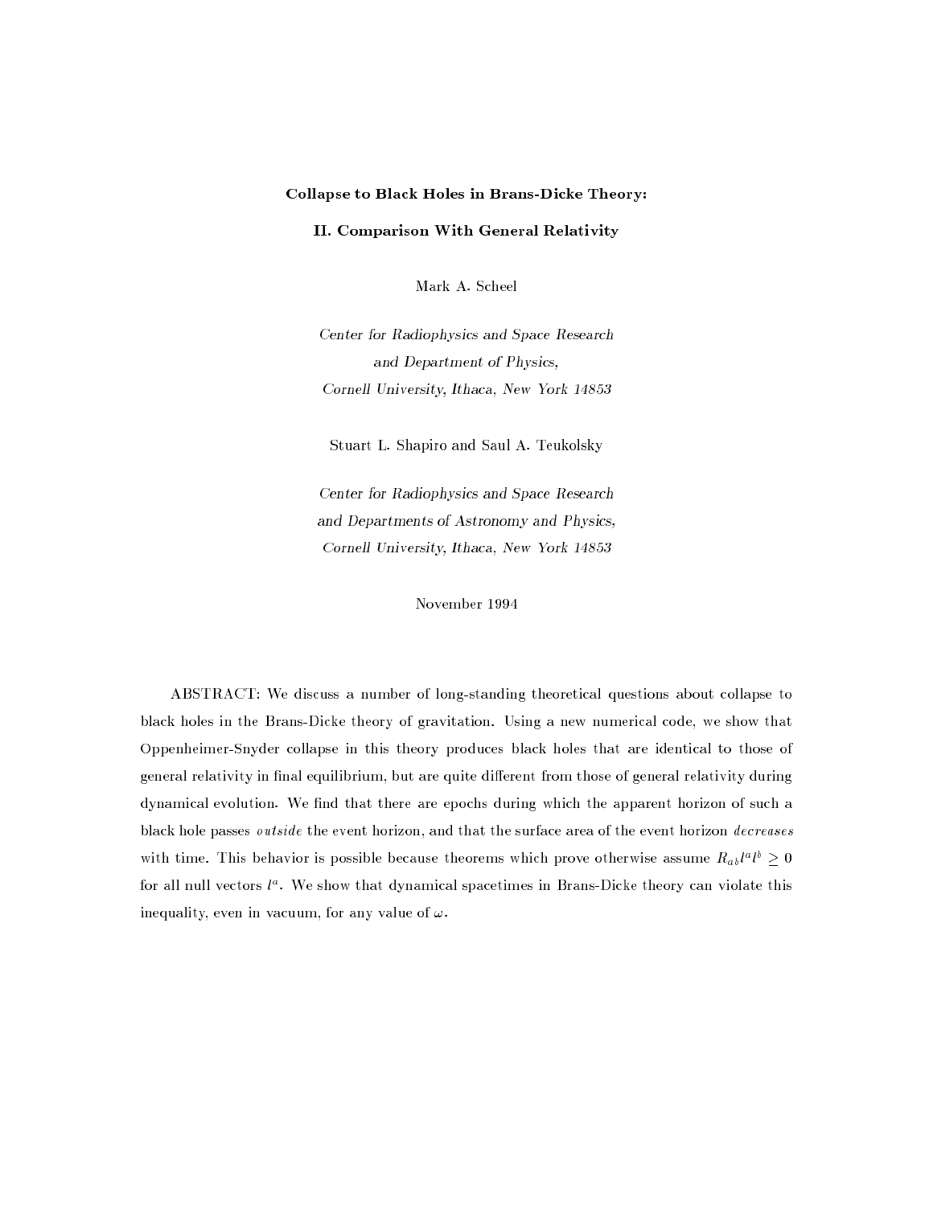# Collapse to Black Holes in Brans-Dicke Theory:

## II. Comparison With General Relativity

Mark A. Scheel

*Center for Radiophysics and Space Research*
*and Department of Physics,*
*Cornell University, Ithaca, New York 14853*

Stuart L. Shapiro and Saul A. Teukolsky

*Center for Radiophysics and Space Research*
*and Departments of Astronomy and Physics,*
*Cornell University, Ithaca, New York 14853*

November 1994

ABSTRACT: We discuss a number of long-standing theoretical questions about collapse to black holes in the Brans-Dicke theory of gravitation. Using a new numerical code, we show that Oppenheimer-Snyder collapse in this theory produces black holes that are identical to those of general relativity in final equilibrium, but are quite different from those of general relativity during dynamical evolution. We find that there are epochs during which the apparent horizon of such a black hole passes *outside* the event horizon, and that the surface area of the event horizon *decreases* with time. This behavior is possible because theorems which prove otherwise assume $R_{ab}l^a l^b \geq 0$ for all null vectors $l^a$. We show that dynamical spacetimes in Brans-Dicke theory can violate this inequality, even in vacuum, for any value of $\omega$.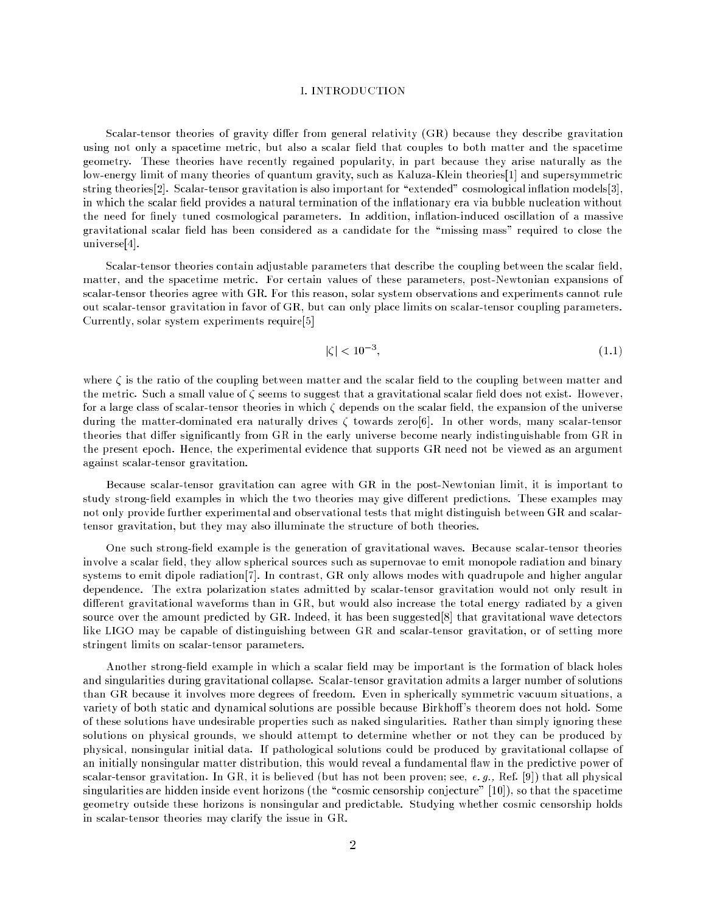# I. INTRODUCTION

Scalar-tensor theories of gravity differ from general relativity (GR) because they describe gravitation using not only a spacetime metric, but also a scalar field that couples to both matter and the spacetime geometry. These theories have recently regained popularity, in part because they arise naturally as the low-energy limit of many theories of quantum gravity, such as Kaluza-Klein theories[1] and supersymmetric string theories[2]. Scalar-tensor gravitation is also important for "extended" cosmological inflation models[3], in which the scalar field provides a natural termination of the inflationary era via bubble nucleation without the need for finely tuned cosmological parameters. In addition, inflation-induced oscillation of a massive gravitational scalar field has been considered as a candidate for the "missing mass" required to close the universe[4].

Scalar-tensor theories contain adjustable parameters that describe the coupling between the scalar field, matter, and the spacetime metric. For certain values of these parameters, post-Newtonian expansions of scalar-tensor theories agree with GR. For this reason, solar system observations and experiments cannot rule out scalar-tensor gravitation in favor of GR, but can only place limits on scalar-tensor coupling parameters. Currently, solar system experiments require[5]

$$|\zeta| < 10^{-3}, \tag{1.1}$$

where $\zeta$ is the ratio of the coupling between matter and the scalar field to the coupling between matter and the metric. Such a small value of $\zeta$ seems to suggest that a gravitational scalar field does not exist. However, for a large class of scalar-tensor theories in which $\zeta$ depends on the scalar field, the expansion of the universe during the matter-dominated era naturally drives $\zeta$ towards zero[6]. In other words, many scalar-tensor theories that differ significantly from GR in the early universe become nearly indistinguishable from GR in the present epoch. Hence, the experimental evidence that supports GR need not be viewed as an argument against scalar-tensor gravitation.

Because scalar-tensor gravitation can agree with GR in the post-Newtonian limit, it is important to study strong-field examples in which the two theories may give different predictions. These examples may not only provide further experimental and observational tests that might distinguish between GR and scalar-tensor gravitation, but they may also illuminate the structure of both theories.

One such strong-field example is the generation of gravitational waves. Because scalar-tensor theories involve a scalar field, they allow spherical sources such as supernovae to emit monopole radiation and binary systems to emit dipole radiation[7]. In contrast, GR only allows modes with quadrupole and higher angular dependence. The extra polarization states admitted by scalar-tensor gravitation would not only result in different gravitational waveforms than in GR, but would also increase the total energy radiated by a given source over the amount predicted by GR. Indeed, it has been suggested[8] that gravitational wave detectors like LIGO may be capable of distinguishing between GR and scalar-tensor gravitation, or of setting more stringent limits on scalar-tensor parameters.

Another strong-field example in which a scalar field may be important is the formation of black holes and singularities during gravitational collapse. Scalar-tensor gravitation admits a larger number of solutions than GR because it involves more degrees of freedom. Even in spherically symmetric vacuum situations, a variety of both static and dynamical solutions are possible because Birkhoff's theorem does not hold. Some of these solutions have undesirable properties such as naked singularities. Rather than simply ignoring these solutions on physical grounds, we should attempt to determine whether or not they can be produced by physical, nonsingular initial data. If pathological solutions could be produced by gravitational collapse of an initially nonsingular matter distribution, this would reveal a fundamental flaw in the predictive power of scalar-tensor gravitation. In GR, it is believed (but has not been proven; see, *e. g.,* Ref. [9]) that all physical singularities are hidden inside event horizons (the "cosmic censorship conjecture" [10]), so that the spacetime geometry outside these horizons is nonsingular and predictable. Studying whether cosmic censorship holds in scalar-tensor theories may clarify the issue in GR.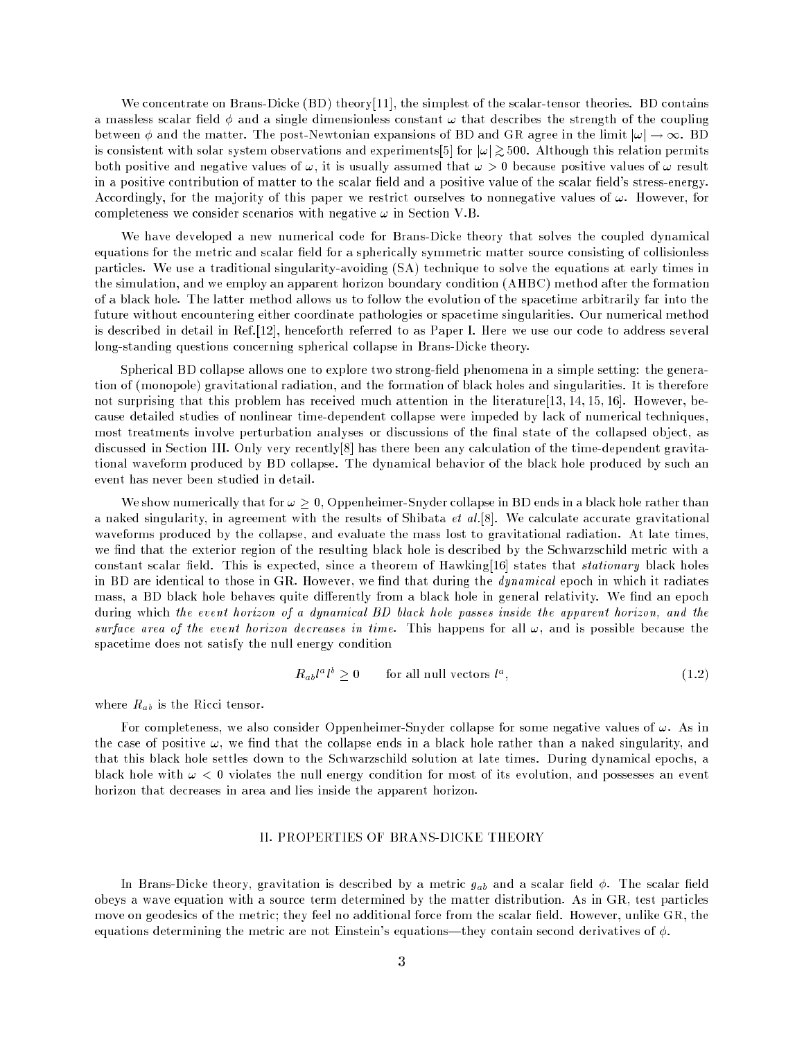We concentrate on Brans-Dicke (BD) theory[11], the simplest of the scalar-tensor theories. BD contains a massless scalar field $\phi$ and a single dimensionless constant $\omega$ that describes the strength of the coupling between $\phi$ and the matter. The post-Newtonian expansions of BD and GR agree in the limit $|\omega| \rightarrow \infty$. BD is consistent with solar system observations and experiments[5] for $|\omega| \gtrsim 500$. Although this relation permits both positive and negative values of $\omega$, it is usually assumed that $\omega > 0$ because positive values of $\omega$ result in a positive contribution of matter to the scalar field and a positive value of the scalar field's stress-energy. Accordingly, for the majority of this paper we restrict ourselves to nonnegative values of $\omega$. However, for completeness we consider scenarios with negative $\omega$ in Section V.B.

We have developed a new numerical code for Brans-Dicke theory that solves the coupled dynamical equations for the metric and scalar field for a spherically symmetric matter source consisting of collisionless particles. We use a traditional singularity-avoiding (SA) technique to solve the equations at early times in the simulation, and we employ an apparent horizon boundary condition (AHBC) method after the formation of a black hole. The latter method allows us to follow the evolution of the spacetime arbitrarily far into the future without encountering either coordinate pathologies or spacetime singularities. Our numerical method is described in detail in Ref.[12], henceforth referred to as Paper I. Here we use our code to address several long-standing questions concerning spherical collapse in Brans-Dicke theory.

Spherical BD collapse allows one to explore two strong-field phenomena in a simple setting: the generation of (monopole) gravitational radiation, and the formation of black holes and singularities. It is therefore not surprising that this problem has received much attention in the literature[13, 14, 15, 16]. However, because detailed studies of nonlinear time-dependent collapse were impeded by lack of numerical techniques, most treatments involve perturbation analyses or discussions of the final state of the collapsed object, as discussed in Section III. Only very recently[8] has there been any calculation of the time-dependent gravitational waveform produced by BD collapse. The dynamical behavior of the black hole produced by such an event has never been studied in detail.

We show numerically that for $\omega \geq 0$, Oppenheimer-Snyder collapse in BD ends in a black hole rather than a naked singularity, in agreement with the results of Shibata *et al.*[8]. We calculate accurate gravitational waveforms produced by the collapse, and evaluate the mass lost to gravitational radiation. At late times, we find that the exterior region of the resulting black hole is described by the Schwarzschild metric with a constant scalar field. This is expected, since a theorem of Hawking[16] states that *stationary* black holes in BD are identical to those in GR. However, we find that during the *dynamical* epoch in which it radiates mass, a BD black hole behaves quite differently from a black hole in general relativity. We find an epoch during which *the event horizon of a dynamical BD black hole passes inside the apparent horizon, and the surface area of the event horizon decreases in time.* This happens for all $\omega$, and is possible because the spacetime does not satisfy the null energy condition

$$R_{ab} l^a l^b \geq 0 \qquad \text{for all null vectors } l^a, \tag{1.2}$$

where $R_{ab}$ is the Ricci tensor.

For completeness, we also consider Oppenheimer-Snyder collapse for some negative values of $\omega$. As in the case of positive $\omega$, we find that the collapse ends in a black hole rather than a naked singularity, and that this black hole settles down to the Schwarzschild solution at late times. During dynamical epochs, a black hole with $\omega < 0$ violates the null energy condition for most of its evolution, and possesses an event horizon that decreases in area and lies inside the apparent horizon.

## II. PROPERTIES OF BRANS-DICKE THEORY

In Brans-Dicke theory, gravitation is described by a metric $g_{ab}$ and a scalar field $\phi$. The scalar field obeys a wave equation with a source term determined by the matter distribution. As in GR, test particles move on geodesics of the metric; they feel no additional force from the scalar field. However, unlike GR, the equations determining the metric are not Einstein's equations—they contain second derivatives of $\phi$.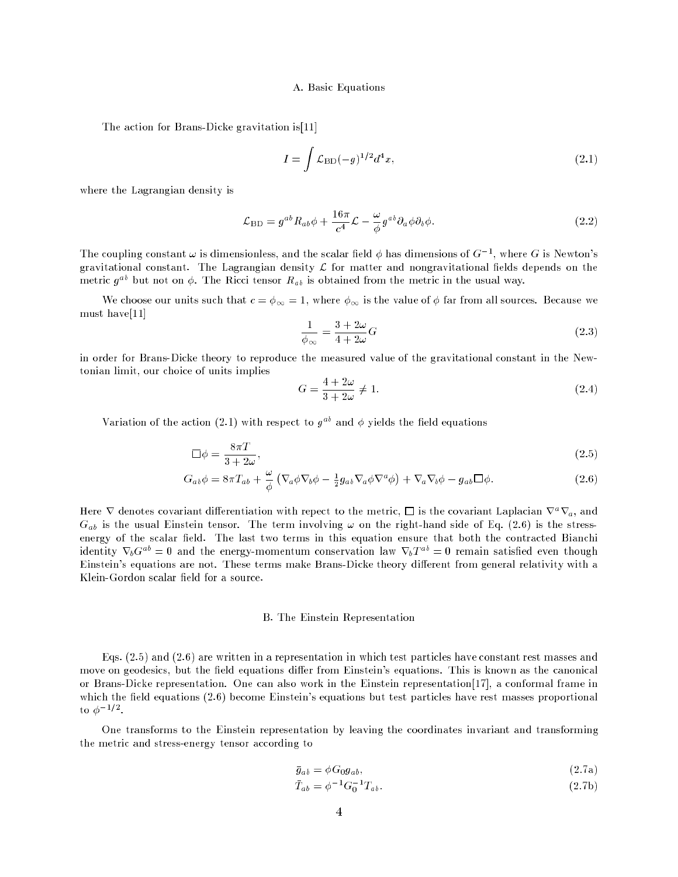### A. Basic Equations

The action for Brans-Dicke gravitation is[11]

$$I = \int \mathcal{L}_{\rm BD} (-g)^{1/2} d^4x, \tag{2.1}$$

where the Lagrangian density is

$$\mathcal{L}_{\rm BD} = g^{ab} R_{ab} \phi + \frac{16\pi}{c^4} \mathcal{L} - \frac{\omega}{\phi} g^{ab} \partial_a \phi \partial_b \phi. \tag{2.2}$$

The coupling constant $\omega$ is dimensionless, and the scalar field $\phi$ has dimensions of $G^{-1}$, where $G$ is Newton's gravitational constant. The Lagrangian density $\mathcal{L}$ for matter and nongravitational fields depends on the metric $g^{ab}$ but not on $\phi$. The Ricci tensor $R_{ab}$ is obtained from the metric in the usual way.

We choose our units such that $c = \phi_\infty = 1$, where $\phi_\infty$ is the value of $\phi$ far from all sources. Because we must have[11]

$$\frac{1}{\phi_\infty} = \frac{3+2\omega}{4+2\omega} G \tag{2.3}$$

in order for Brans-Dicke theory to reproduce the measured value of the gravitational constant in the Newtonian limit, our choice of units implies

$$G = \frac{4+2\omega}{3+2\omega} \neq 1. \tag{2.4}$$

Variation of the action (2.1) with respect to $g^{ab}$ and $\phi$ yields the field equations

$$\Box \phi = \frac{8\pi T}{3+2\omega}, \tag{2.5}$$

$$G_{ab}\phi = 8\pi T_{ab} + \frac{\omega}{\phi}\left(\nabla_a \phi \nabla_b \phi - \tfrac{1}{2} g_{ab} \nabla_a \phi \nabla^a \phi\right) + \nabla_a \nabla_b \phi - g_{ab} \Box \phi. \tag{2.6}$$

Here $\nabla$ denotes covariant differentiation with repect to the metric, $\Box$ is the covariant Laplacian $\nabla^a \nabla_a$, and $G_{ab}$ is the usual Einstein tensor. The term involving $\omega$ on the right-hand side of Eq. (2.6) is the stress-energy of the scalar field. The last two terms in this equation ensure that both the contracted Bianchi identity $\nabla_b G^{ab} = 0$ and the energy-momentum conservation law $\nabla_b T^{ab} = 0$ remain satisfied even though Einstein's equations are not. These terms make Brans-Dicke theory different from general relativity with a Klein-Gordon scalar field for a source.

### B. The Einstein Representation

Eqs. (2.5) and (2.6) are written in a representation in which test particles have constant rest masses and move on geodesics, but the field equations differ from Einstein's equations. This is known as the canonical or Brans-Dicke representation. One can also work in the Einstein representation[17], a conformal frame in which the field equations (2.6) become Einstein's equations but test particles have rest masses proportional to $\phi^{-1/2}$.

One transforms to the Einstein representation by leaving the coordinates invariant and transforming the metric and stress-energy tensor according to

$$\bar{g}_{ab} = \phi G_0 g_{ab}, \tag{2.7a}$$

$$\bar{T}_{ab} = \phi^{-1} G_0^{-1} T_{ab}. \tag{2.7b}$$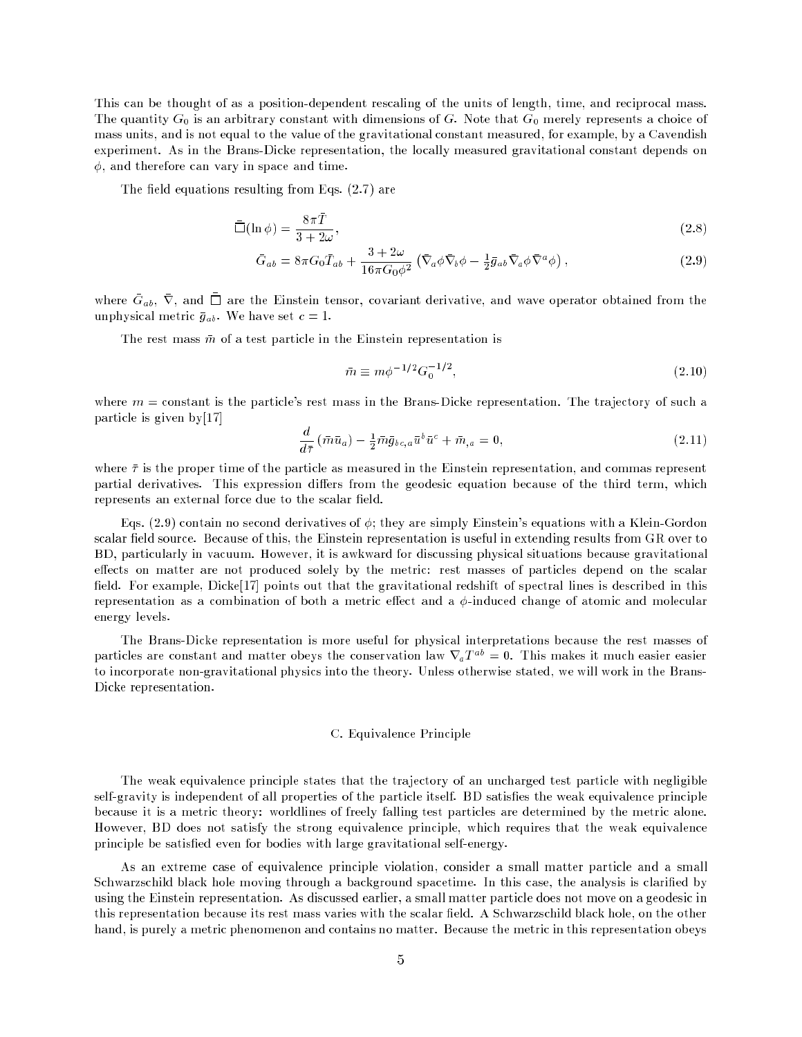This can be thought of as a position-dependent rescaling of the units of length, time, and reciprocal mass. The quantity $G_0$ is an arbitrary constant with dimensions of $G$. Note that $G_0$ merely represents a choice of mass units, and is not equal to the value of the gravitational constant measured, for example, by a Cavendish experiment. As in the Brans-Dicke representation, the locally measured gravitational constant depends on $\phi$, and therefore can vary in space and time.

The field equations resulting from Eqs. (2.7) are

$$\bar{\Box}(\ln\phi) = \frac{8\pi\bar{T}}{3+2\omega}, \tag{2.8}$$

$$\bar{G}_{ab} = 8\pi G_0 \bar{T}_{ab} + \frac{3+2\omega}{16\pi G_0 \phi^2}\left(\bar{\nabla}_a\phi\bar{\nabla}_b\phi - \tfrac{1}{2}\bar{g}_{ab}\bar{\nabla}_a\phi\bar{\nabla}^a\phi\right), \tag{2.9}$$

where $\bar{G}_{ab}$, $\bar{\nabla}$, and $\bar{\Box}$ are the Einstein tensor, covariant derivative, and wave operator obtained from the unphysical metric $\bar{g}_{ab}$. We have set $c = 1$.

The rest mass $\bar{m}$ of a test particle in the Einstein representation is

$$\bar{m} \equiv m\phi^{-1/2}G_0^{-1/2}, \tag{2.10}$$

where $m =$ constant is the particle's rest mass in the Brans-Dicke representation. The trajectory of such a particle is given by[17]

$$\frac{d}{d\bar{\tau}}\left(\bar{m}\bar{u}_a\right) - \tfrac{1}{2}\bar{m}\bar{g}_{bc,a}\bar{u}^b\bar{u}^c + \bar{m}_{,a} = 0, \tag{2.11}$$

where $\bar{\tau}$ is the proper time of the particle as measured in the Einstein representation, and commas represent partial derivatives. This expression differs from the geodesic equation because of the third term, which represents an external force due to the scalar field.

Eqs. (2.9) contain no second derivatives of $\phi$; they are simply Einstein's equations with a Klein-Gordon scalar field source. Because of this, the Einstein representation is useful in extending results from GR over to BD, particularly in vacuum. However, it is awkward for discussing physical situations because gravitational effects on matter are not produced solely by the metric: rest masses of particles depend on the scalar field. For example, Dicke[17] points out that the gravitational redshift of spectral lines is described in this representation as a combination of both a metric effect and a $\phi$-induced change of atomic and molecular energy levels.

The Brans-Dicke representation is more useful for physical interpretations because the rest masses of particles are constant and matter obeys the conservation law $\nabla_a T^{ab} = 0$. This makes it much easier easier to incorporate non-gravitational physics into the theory. Unless otherwise stated, we will work in the Brans-Dicke representation.

### C. Equivalence Principle

The weak equivalence principle states that the trajectory of an uncharged test particle with negligible self-gravity is independent of all properties of the particle itself. BD satisfies the weak equivalence principle because it is a metric theory: worldlines of freely falling test particles are determined by the metric alone. However, BD does not satisfy the strong equivalence principle, which requires that the weak equivalence principle be satisfied even for bodies with large gravitational self-energy.

As an extreme case of equivalence principle violation, consider a small matter particle and a small Schwarzschild black hole moving through a background spacetime. In this case, the analysis is clarified by using the Einstein representation. As discussed earlier, a small matter particle does not move on a geodesic in this representation because its rest mass varies with the scalar field. A Schwarzschild black hole, on the other hand, is purely a metric phenomenon and contains no matter. Because the metric in this representation obeys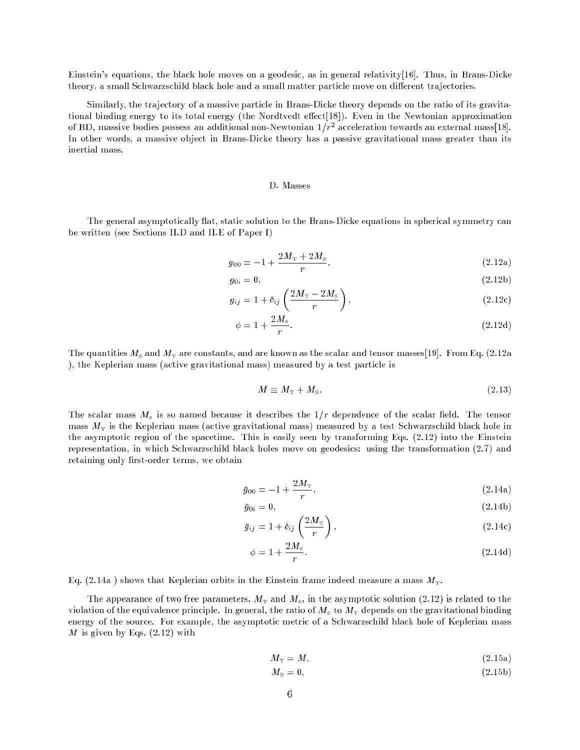Einstein's equations, the black hole moves on a geodesic, as in general relativity[16]. Thus, in Brans-Dicke theory, a small Schwarzschild black hole and a small matter particle move on different trajectories.

Similarly, the trajectory of a massive particle in Brans-Dicke theory depends on the ratio of its gravitational binding energy to its total energy (the Nordtvedt effect[18]). Even in the Newtonian approximation of BD, massive bodies possess an additional non-Newtonian $1/r^2$ acceleration towards an external mass[18]. In other words, a massive object in Brans-Dicke theory has a passive gravitational mass greater than its inertial mass.

### D. Masses

The general asymptotically flat, static solution to the Brans-Dicke equations in spherical symmetry can be written (see Sections II.D and II.E of Paper I)

$$g_{00} = -1 + \frac{2M_{\rm T} + 2M_{\rm S}}{r}, \tag{2.12a}$$

$$g_{0i} = 0, \tag{2.12b}$$

$$g_{ij} = 1 + \delta_{ij}\left(\frac{2M_{\rm T} - 2M_{\rm S}}{r}\right), \tag{2.12c}$$

$$\phi = 1 + \frac{2M_{\rm S}}{r}. \tag{2.12d}$$

The quantities $M_{\rm S}$ and $M_{\rm T}$ are constants, and are known as the scalar and tensor masses[19]. From Eq. (2.12a ), the Keplerian mass (active gravitational mass) measured by a test particle is

$$M \equiv M_{\rm T} + M_{\rm S}. \tag{2.13}$$

The scalar mass $M_{\rm S}$ is so named because it describes the $1/r$ dependence of the scalar field. The tensor mass $M_{\rm T}$ is the Keplerian mass (active gravitational mass) measured by a test Schwarzschild black hole in the asymptotic region of the spacetime. This is easily seen by transforming Eqs. (2.12) into the Einstein representation, in which Schwarzschild black holes move on geodesics: using the transformation (2.7) and retaining only first-order terms, we obtain

$$\bar{g}_{00} = -1 + \frac{2M_{\rm T}}{r}, \tag{2.14a}$$

$$\bar{g}_{0i} = 0, \tag{2.14b}$$

$$\bar{g}_{ij} = 1 + \delta_{ij}\left(\frac{2M_{\rm T}}{r}\right), \tag{2.14c}$$

$$\phi = 1 + \frac{2M_{\rm S}}{r}. \tag{2.14d}$$

Eq. (2.14a ) shows that Keplerian orbits in the Einstein frame indeed measure a mass $M_{\rm T}$.

The appearance of two free parameters, $M_{\rm T}$ and $M_{\rm S}$, in the asymptotic solution (2.12) is related to the violation of the equivalence principle. In general, the ratio of $M_{\rm S}$ to $M_{\rm T}$ depends on the gravitational binding energy of the source. For example, the asymptotic metric of a Schwarzschild black hole of Keplerian mass $M$ is given by Eqs. (2.12) with

$$M_{\rm T} = M, \tag{2.15a}$$

$$M_{\rm S} = 0, \tag{2.15b}$$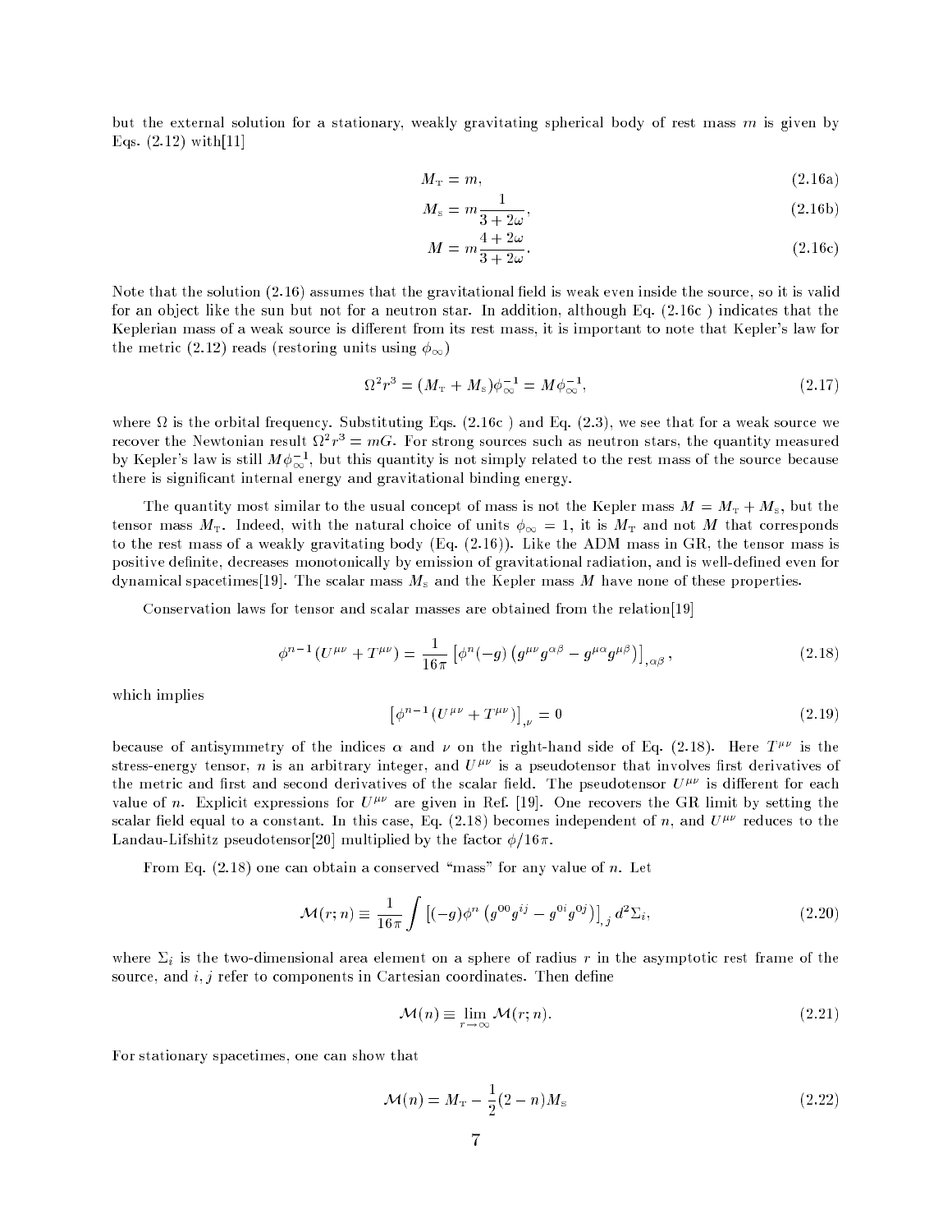but the external solution for a stationary, weakly gravitating spherical body of rest mass $m$ is given by Eqs. (2.12) with[11]

$$M_{\rm T} = m, \tag{2.16a}$$

$$M_{\rm S} = m\frac{1}{3+2\omega}, \tag{2.16b}$$

$$M = m\frac{4+2\omega}{3+2\omega}. \tag{2.16c}$$

Note that the solution (2.16) assumes that the gravitational field is weak even inside the source, so it is valid for an object like the sun but not for a neutron star. In addition, although Eq. (2.16c ) indicates that the Keplerian mass of a weak source is different from its rest mass, it is important to note that Kepler's law for the metric (2.12) reads (restoring units using $\phi_\infty$)

$$\Omega^2 r^3 = (M_{\rm T} + M_{\rm S})\phi_\infty^{-1} = M\phi_\infty^{-1}, \tag{2.17}$$

where $\Omega$ is the orbital frequency. Substituting Eqs. (2.16c ) and Eq. (2.3), we see that for a weak source we recover the Newtonian result $\Omega^2 r^3 = mG$. For strong sources such as neutron stars, the quantity measured by Kepler's law is still $M\phi_\infty^{-1}$, but this quantity is not simply related to the rest mass of the source because there is significant internal energy and gravitational binding energy.

The quantity most similar to the usual concept of mass is not the Kepler mass $M = M_{\rm T} + M_{\rm S}$, but the tensor mass $M_{\rm T}$. Indeed, with the natural choice of units $\phi_\infty = 1$, it is $M_{\rm T}$ and not $M$ that corresponds to the rest mass of a weakly gravitating body (Eq. (2.16)). Like the ADM mass in GR, the tensor mass is positive definite, decreases monotonically by emission of gravitational radiation, and is well-defined even for dynamical spacetimes[19]. The scalar mass $M_{\rm S}$ and the Kepler mass $M$ have none of these properties.

Conservation laws for tensor and scalar masses are obtained from the relation[19]

$$\phi^{n-1}(U^{\mu\nu} + T^{\mu\nu}) = \frac{1}{16\pi}\left[\phi^n(-g)\left(g^{\mu\nu}g^{\alpha\beta} - g^{\mu\alpha}g^{\mu\beta}\right)\right]_{,\alpha\beta}, \tag{2.18}$$

which implies

$$\left[\phi^{n-1}(U^{\mu\nu} + T^{\mu\nu})\right]_{,\nu} = 0 \tag{2.19}$$

because of antisymmetry of the indices $\alpha$ and $\nu$ on the right-hand side of Eq. (2.18). Here $T^{\mu\nu}$ is the stress-energy tensor, $n$ is an arbitrary integer, and $U^{\mu\nu}$ is a pseudotensor that involves first derivatives of the metric and first and second derivatives of the scalar field. The pseudotensor $U^{\mu\nu}$ is different for each value of $n$. Explicit expressions for $U^{\mu\nu}$ are given in Ref. [19]. One recovers the GR limit by setting the scalar field equal to a constant. In this case, Eq. (2.18) becomes independent of $n$, and $U^{\mu\nu}$ reduces to the Landau-Lifshitz pseudotensor[20] multiplied by the factor $\phi/16\pi$.

From Eq. (2.18) one can obtain a conserved "mass" for any value of $n$. Let

$$\mathcal{M}(r;n) \equiv \frac{1}{16\pi}\int\left[(-g)\phi^n\left(g^{00}g^{ij} - g^{0i}g^{0j}\right)\right]_{,j} d^2\Sigma_i, \tag{2.20}$$

where $\Sigma_i$ is the two-dimensional area element on a sphere of radius $r$ in the asymptotic rest frame of the source, and $i, j$ refer to components in Cartesian coordinates. Then define

$$\mathcal{M}(n) \equiv \lim_{r\to\infty}\mathcal{M}(r;n). \tag{2.21}$$

For stationary spacetimes, one can show that

$$\mathcal{M}(n) = M_{\rm T} - \frac{1}{2}(2-n)M_{\rm S} \tag{2.22}$$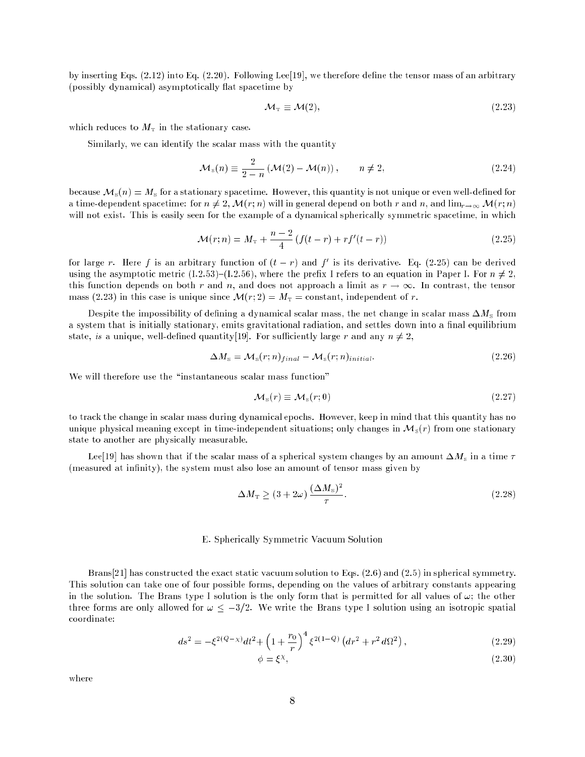by inserting Eqs. (2.12) into Eq. (2.20). Following Lee[19], we therefore define the tensor mass of an arbitrary (possibly dynamical) asymptotically flat spacetime by

$$\mathcal{M}_{\rm T} \equiv \mathcal{M}(2), \tag{2.23}$$

which reduces to $M_{\rm T}$ in the stationary case.

Similarly, we can identify the scalar mass with the quantity

$$\mathcal{M}_{\rm S}(n) \equiv \frac{2}{2-n}\left(\mathcal{M}(2) - \mathcal{M}(n)\right), \qquad n \neq 2, \tag{2.24}$$

because $\mathcal{M}_{\rm S}(n) = M_{\rm S}$ for a stationary spacetime. However, this quantity is not unique or even well-defined for a time-dependent spacetime: for $n \neq 2$, $\mathcal{M}(r;n)$ will in general depend on both $r$ and $n$, and $\lim_{r\to\infty} \mathcal{M}(r;n)$ will not exist. This is easily seen for the example of a dynamical spherically symmetric spacetime, in which

$$\mathcal{M}(r;n) = M_{\rm T} + \frac{n-2}{4}\left(f(t-r) + r f'(t-r)\right) \tag{2.25}$$

for large $r$. Here $f$ is an arbitrary function of $(t-r)$ and $f'$ is its derivative. Eq. (2.25) can be derived using the asymptotic metric (I.2.53)–(I.2.56), where the prefix I refers to an equation in Paper I. For $n \neq 2$, this function depends on both $r$ and $n$, and does not approach a limit as $r \to \infty$. In contrast, the tensor mass (2.23) in this case is unique since $\mathcal{M}(r;2) = M_{\rm T} =$ constant, independent of $r$.

Despite the impossibility of defining a dynamical scalar mass, the net change in scalar mass $\Delta M_{\rm S}$ from a system that is initially stationary, emits gravitational radiation, and settles down into a final equilibrium state, *is* a unique, well-defined quantity[19]. For sufficiently large $r$ and any $n \neq 2$,

$$\Delta M_{\rm S} = \mathcal{M}_{\rm S}(r;n)_{final} - \mathcal{M}_{\rm S}(r;n)_{initial}. \tag{2.26}$$

We will therefore use the "instantaneous scalar mass function"

$$\mathcal{M}_{\rm S}(r) \equiv \mathcal{M}_{\rm S}(r;0) \tag{2.27}$$

to track the change in scalar mass during dynamical epochs. However, keep in mind that this quantity has no unique physical meaning except in time-independent situations; only changes in $\mathcal{M}_{\rm S}(r)$ from one stationary state to another are physically measurable.

Lee[19] has shown that if the scalar mass of a spherical system changes by an amount $\Delta M_{\rm S}$ in a time $\tau$ (measured at infinity), the system must also lose an amount of tensor mass given by

$$\Delta M_{\rm T} \geq (3 + 2\omega)\frac{(\Delta M_{\rm S})^2}{\tau}. \tag{2.28}$$

## E. Spherically Symmetric Vacuum Solution

Brans[21] has constructed the exact static vacuum solution to Eqs. (2.6) and (2.5) in spherical symmetry. This solution can take one of four possible forms, depending on the values of arbitrary constants appearing in the solution. The Brans type I solution is the only form that is permitted for all values of $\omega$; the other three forms are only allowed for $\omega \leq -3/2$. We write the Brans type I solution using an isotropic spatial coordinate:

$$ds^2 = -\xi^{2(Q-\chi)}dt^2 + \left(1 + \frac{r_0}{r}\right)^4 \xi^{2(1-Q)}\left(dr^2 + r^2\, d\Omega^2\right), \tag{2.29}$$

$$\phi = \xi^{\chi}, \tag{2.30}$$

where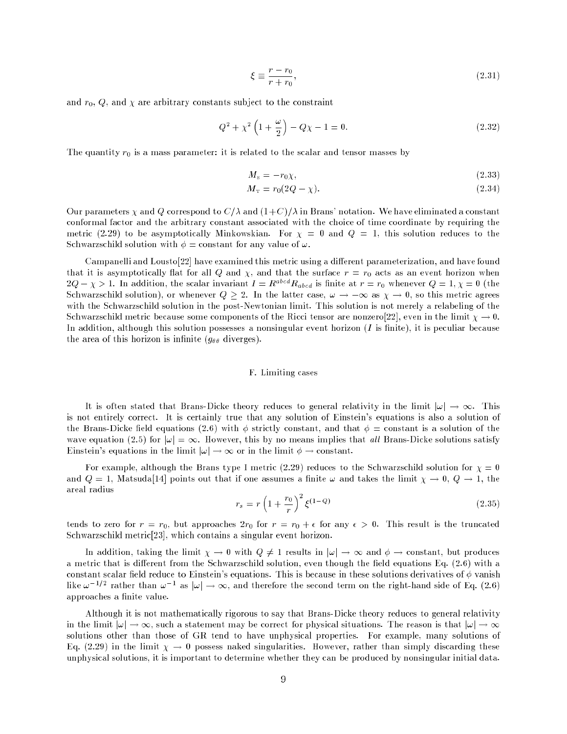$$\xi \equiv \frac{r - r_0}{r + r_0}, \tag{2.31}$$

and $r_0$, $Q$, and $\chi$ are arbitrary constants subject to the constraint

$$Q^2 + \chi^2 \left(1 + \frac{\omega}{2}\right) - Q\chi - 1 = 0. \tag{2.32}$$

The quantity $r_0$ is a mass parameter: it is related to the scalar and tensor masses by

$$M_{\mathrm{S}} = -r_0 \chi, \tag{2.33}$$

$$M_{\mathrm{T}} = r_0(2Q - \chi). \tag{2.34}$$

Our parameters $\chi$ and $Q$ correspond to $C/\lambda$ and $(1+C)/\lambda$ in Brans' notation. We have eliminated a constant conformal factor and the arbitrary constant associated with the choice of time coordinate by requiring the metric (2.29) to be asymptotically Minkowskian. For $\chi = 0$ and $Q = 1$, this solution reduces to the Schwarzschild solution with $\phi =$ constant for any value of $\omega$.

Campanelli and Lousto[22] have examined this metric using a different parameterization, and have found that it is asymptotically flat for all $Q$ and $\chi$, and that the surface $r = r_0$ acts as an event horizon when $2Q - \chi > 1$. In addition, the scalar invariant $I = R^{abcd}R_{abcd}$ is finite at $r = r_0$ whenever $Q = 1, \chi = 0$ (the Schwarzschild solution), or whenever $Q \geq 2$. In the latter case, $\omega \to -\infty$ as $\chi \to 0$, so this metric agrees with the Schwarzschild solution in the post-Newtonian limit. This solution is not merely a relabeling of the Schwarzschild metric because some components of the Ricci tensor are nonzero[22], even in the limit $\chi \to 0$. In addition, although this solution possesses a nonsingular event horizon ($I$ is finite), it is peculiar because the area of this horizon is infinite ($g_{\theta\theta}$ diverges).

## F. Limiting cases

It is often stated that Brans-Dicke theory reduces to general relativity in the limit $|\omega| \to \infty$. This is not entirely correct. It is certainly true that any solution of Einstein's equations is also a solution of the Brans-Dicke field equations (2.6) with $\phi$ strictly constant, and that $\phi =$ constant is a solution of the wave equation (2.5) for $|\omega| = \infty$. However, this by no means implies that *all* Brans-Dicke solutions satisfy Einstein's equations in the limit $|\omega| \to \infty$ or in the limit $\phi \to$ constant.

For example, although the Brans type I metric (2.29) reduces to the Schwarzschild solution for $\chi = 0$ and $Q = 1$, Matsuda[14] points out that if one assumes a finite $\omega$ and takes the limit $\chi \to 0$, $Q \to 1$, the areal radius

$$r_s = r\left(1 + \frac{r_0}{r}\right)^2 \xi^{(1-Q)} \tag{2.35}$$

tends to zero for $r = r_0$, but approaches $2r_0$ for $r = r_0 + \epsilon$ for any $\epsilon > 0$. This result is the truncated Schwarzschild metric[23], which contains a singular event horizon.

In addition, taking the limit $\chi \to 0$ with $Q \neq 1$ results in $|\omega| \to \infty$ and $\phi \to$ constant, but produces a metric that is different from the Schwarzschild solution, even though the field equations Eq. (2.6) with a constant scalar field reduce to Einstein's equations. This is because in these solutions derivatives of $\phi$ vanish like $\omega^{-1/2}$ rather than $\omega^{-1}$ as $|\omega| \to \infty$, and therefore the second term on the right-hand side of Eq. (2.6) approaches a finite value.

Although it is not mathematically rigorous to say that Brans-Dicke theory reduces to general relativity in the limit $|\omega| \to \infty$, such a statement may be correct for physical situations. The reason is that $|\omega| \to \infty$ solutions other than those of GR tend to have unphysical properties. For example, many solutions of Eq. (2.29) in the limit $\chi \to 0$ possess naked singularities. However, rather than simply discarding these unphysical solutions, it is important to determine whether they can be produced by nonsingular initial data.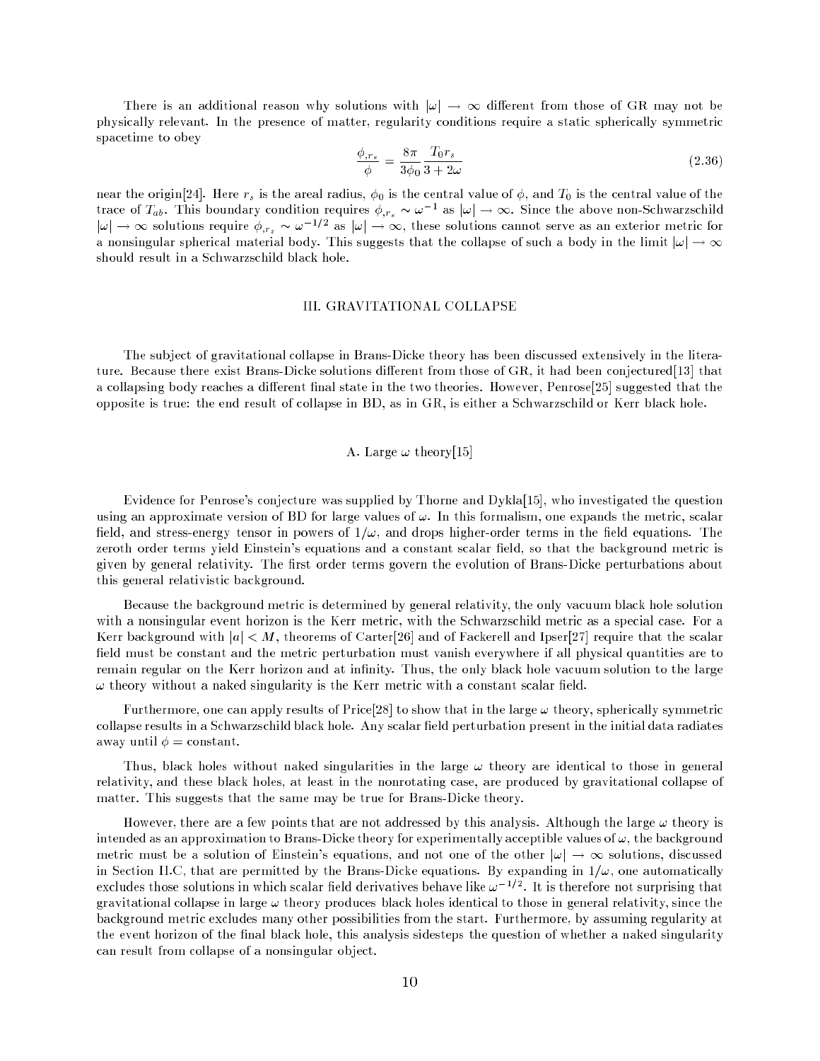There is an additional reason why solutions with $|\omega| \to \infty$ different from those of GR may not be physically relevant. In the presence of matter, regularity conditions require a static spherically symmetric spacetime to obey

$$\frac{\phi_{,r_s}}{\phi} = \frac{8\pi}{3\phi_0} \frac{T_0 r_s}{3 + 2\omega} \tag{2.36}$$

near the origin[24]. Here $r_s$ is the areal radius, $\phi_0$ is the central value of $\phi$, and $T_0$ is the central value of the trace of $T_{ab}$. This boundary condition requires $\phi_{,r_s} \sim \omega^{-1}$ as $|\omega| \to \infty$. Since the above non-Schwarzschild $|\omega| \to \infty$ solutions require $\phi_{,r_s} \sim \omega^{-1/2}$ as $|\omega| \to \infty$, these solutions cannot serve as an exterior metric for a nonsingular spherical material body. This suggests that the collapse of such a body in the limit $|\omega| \to \infty$ should result in a Schwarzschild black hole.

## III. GRAVITATIONAL COLLAPSE

The subject of gravitational collapse in Brans-Dicke theory has been discussed extensively in the literature. Because there exist Brans-Dicke solutions different from those of GR, it had been conjectured[13] that a collapsing body reaches a different final state in the two theories. However, Penrose[25] suggested that the opposite is true: the end result of collapse in BD, as in GR, is either a Schwarzschild or Kerr black hole.

### A. Large $\omega$ theory[15]

Evidence for Penrose's conjecture was supplied by Thorne and Dykla[15], who investigated the question using an approximate version of BD for large values of $\omega$. In this formalism, one expands the metric, scalar field, and stress-energy tensor in powers of $1/\omega$, and drops higher-order terms in the field equations. The zeroth order terms yield Einstein's equations and a constant scalar field, so that the background metric is given by general relativity. The first order terms govern the evolution of Brans-Dicke perturbations about this general relativistic background.

Because the background metric is determined by general relativity, the only vacuum black hole solution with a nonsingular event horizon is the Kerr metric, with the Schwarzschild metric as a special case. For a Kerr background with $|a| < M$, theorems of Carter[26] and of Fackerell and Ipser[27] require that the scalar field must be constant and the metric perturbation must vanish everywhere if all physical quantities are to remain regular on the Kerr horizon and at infinity. Thus, the only black hole vacuum solution to the large $\omega$ theory without a naked singularity is the Kerr metric with a constant scalar field.

Furthermore, one can apply results of Price[28] to show that in the large $\omega$ theory, spherically symmetric collapse results in a Schwarzschild black hole. Any scalar field perturbation present in the initial data radiates away until $\phi = \text{constant}$.

Thus, black holes without naked singularities in the large $\omega$ theory are identical to those in general relativity, and these black holes, at least in the nonrotating case, are produced by gravitational collapse of matter. This suggests that the same may be true for Brans-Dicke theory.

However, there are a few points that are not addressed by this analysis. Although the large $\omega$ theory is intended as an approximation to Brans-Dicke theory for experimentally acceptable values of $\omega$, the background metric must be a solution of Einstein's equations, and not one of the other $|\omega| \to \infty$ solutions, discussed in Section II.C, that are permitted by the Brans-Dicke equations. By expanding in $1/\omega$, one automatically excludes those solutions in which scalar field derivatives behave like $\omega^{-1/2}$. It is therefore not surprising that gravitational collapse in large $\omega$ theory produces black holes identical to those in general relativity, since the background metric excludes many other possibilities from the start. Furthermore, by assuming regularity at the event horizon of the final black hole, this analysis sidesteps the question of whether a naked singularity can result from collapse of a nonsingular object.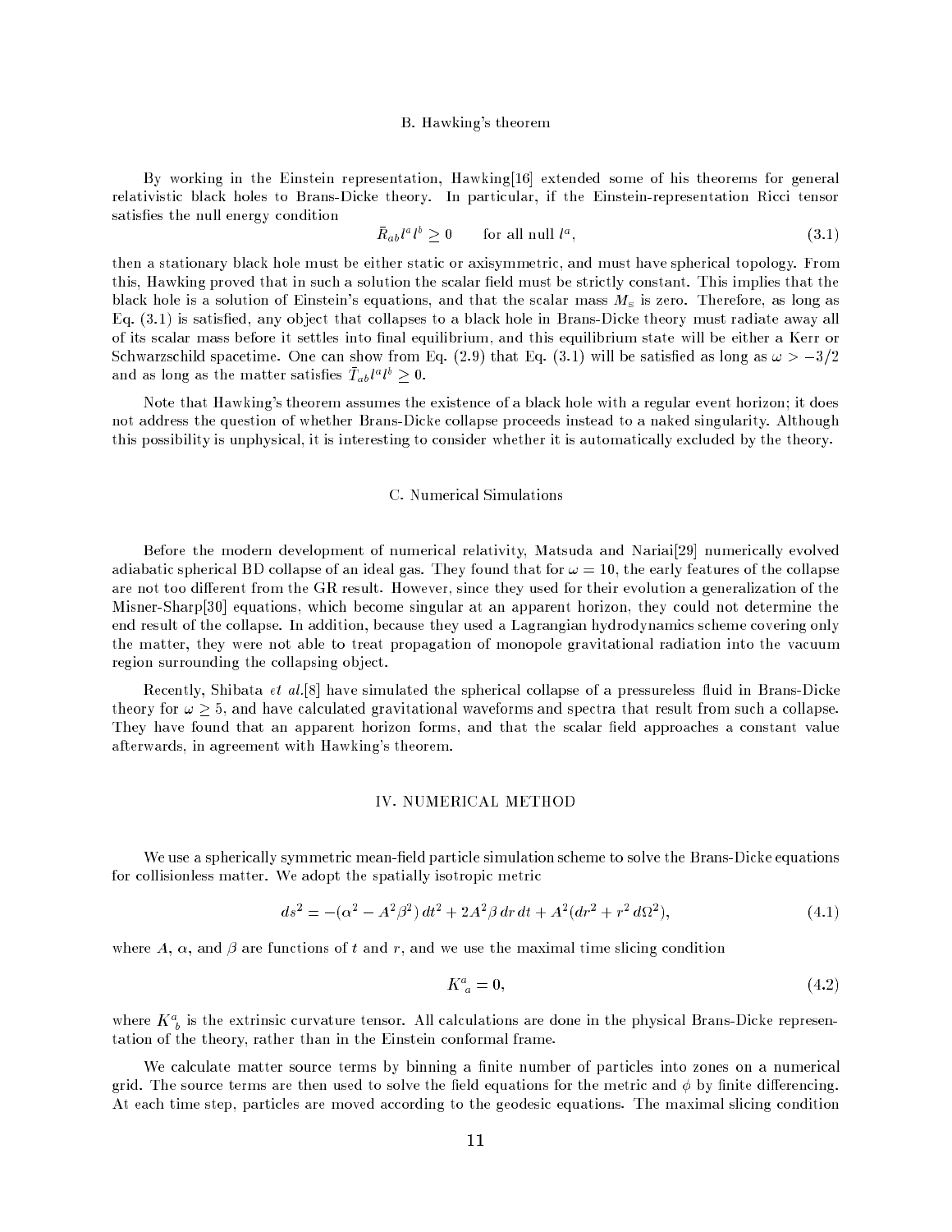### B. Hawking's theorem

By working in the Einstein representation, Hawking[16] extended some of his theorems for general relativistic black holes to Brans-Dicke theory. In particular, if the Einstein-representation Ricci tensor satisfies the null energy condition

$$\bar{R}_{ab} l^a l^b \geq 0 \qquad \text{for all null } l^a, \tag{3.1}$$

then a stationary black hole must be either static or axisymmetric, and must have spherical topology. From this, Hawking proved that in such a solution the scalar field must be strictly constant. This implies that the black hole is a solution of Einstein's equations, and that the scalar mass $M_s$ is zero. Therefore, as long as Eq. (3.1) is satisfied, any object that collapses to a black hole in Brans-Dicke theory must radiate away all of its scalar mass before it settles into final equilibrium, and this equilibrium state will be either a Kerr or Schwarzschild spacetime. One can show from Eq. (2.9) that Eq. (3.1) will be satisfied as long as $\omega > -3/2$ and as long as the matter satisfies $\bar{T}_{ab} l^a l^b \geq 0$.

Note that Hawking's theorem assumes the existence of a black hole with a regular event horizon; it does not address the question of whether Brans-Dicke collapse proceeds instead to a naked singularity. Although this possibility is unphysical, it is interesting to consider whether it is automatically excluded by the theory.

### C. Numerical Simulations

Before the modern development of numerical relativity, Matsuda and Nariai[29] numerically evolved adiabatic spherical BD collapse of an ideal gas. They found that for $\omega = 10$, the early features of the collapse are not too different from the GR result. However, since they used for their evolution a generalization of the Misner-Sharp[30] equations, which become singular at an apparent horizon, they could not determine the end result of the collapse. In addition, because they used a Lagrangian hydrodynamics scheme covering only the matter, they were not able to treat propagation of monopole gravitational radiation into the vacuum region surrounding the collapsing object.

Recently, Shibata *et al.*[8] have simulated the spherical collapse of a pressureless fluid in Brans-Dicke theory for $\omega \geq 5$, and have calculated gravitational waveforms and spectra that result from such a collapse. They have found that an apparent horizon forms, and that the scalar field approaches a constant value afterwards, in agreement with Hawking's theorem.

## IV. NUMERICAL METHOD

We use a spherically symmetric mean-field particle simulation scheme to solve the Brans-Dicke equations for collisionless matter. We adopt the spatially isotropic metric

$$ds^2 = -(\alpha^2 - A^2\beta^2)\, dt^2 + 2A^2\beta\, dr\, dt + A^2(dr^2 + r^2\, d\Omega^2), \tag{4.1}$$

where $A$, $\alpha$, and $\beta$ are functions of $t$ and $r$, and we use the maximal time slicing condition

$$K^a_{\ a} = 0, \tag{4.2}$$

where $K^a_{\ b}$ is the extrinsic curvature tensor. All calculations are done in the physical Brans-Dicke representation of the theory, rather than in the Einstein conformal frame.

We calculate matter source terms by binning a finite number of particles into zones on a numerical grid. The source terms are then used to solve the field equations for the metric and $\phi$ by finite differencing. At each time step, particles are moved according to the geodesic equations. The maximal slicing condition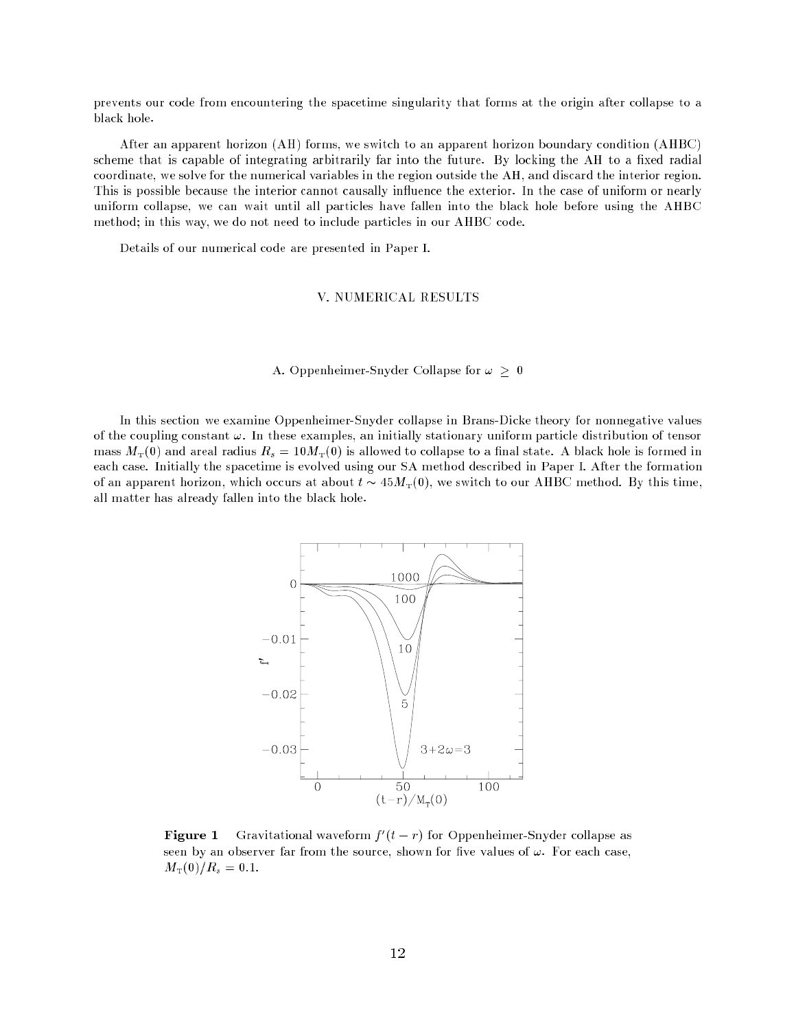prevents our code from encountering the spacetime singularity that forms at the origin after collapse to a black hole.

After an apparent horizon (AH) forms, we switch to an apparent horizon boundary condition (AHBC) scheme that is capable of integrating arbitrarily far into the future. By locking the AH to a fixed radial coordinate, we solve for the numerical variables in the region outside the AH, and discard the interior region. This is possible because the interior cannot causally influence the exterior. In the case of uniform or nearly uniform collapse, we can wait until all particles have fallen into the black hole before using the AHBC method; in this way, we do not need to include particles in our AHBC code.

Details of our numerical code are presented in Paper I.

## V. NUMERICAL RESULTS

### A. Oppenheimer-Snyder Collapse for $\omega \geq 0$

In this section we examine Oppenheimer-Snyder collapse in Brans-Dicke theory for nonnegative values of the coupling constant $\omega$. In these examples, an initially stationary uniform particle distribution of tensor mass $M_{\rm T}(0)$ and areal radius $R_s = 10M_{\rm T}(0)$ is allowed to collapse to a final state. A black hole is formed in each case. Initially the spacetime is evolved using our SA method described in Paper I. After the formation of an apparent horizon, which occurs at about $t \sim 45M_{\rm T}(0)$, we switch to our AHBC method. By this time, all matter has already fallen into the black hole.

**Figure 1** Gravitational waveform $f'(t-r)$ for Oppenheimer-Snyder collapse as seen by an observer far from the source, shown for five values of $\omega$. For each case, $M_{\rm T}(0)/R_s = 0.1$.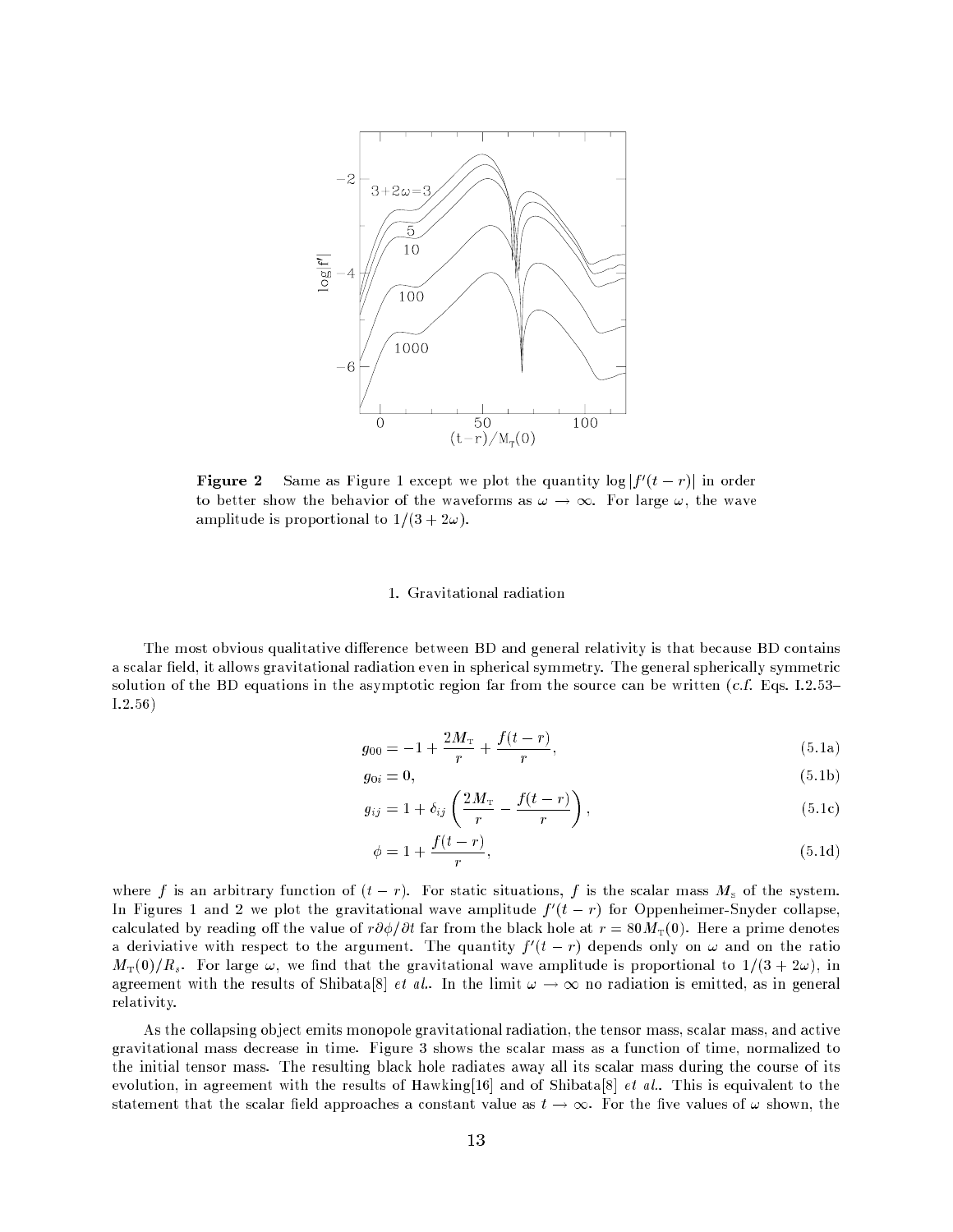**Figure 2** Same as Figure 1 except we plot the quantity $\log|f'(t-r)|$ in order to better show the behavior of the waveforms as $\omega \to \infty$. For large $\omega$, the wave amplitude is proportional to $1/(3+2\omega)$.

### 1. Gravitational radiation

The most obvious qualitative difference between BD and general relativity is that because BD contains a scalar field, it allows gravitational radiation even in spherical symmetry. The general spherically symmetric solution of the BD equations in the asymptotic region far from the source can be written (*c.f.* Eqs. I.2.53–I.2.56)

$$g_{00} = -1 + \frac{2M_{\rm T}}{r} + \frac{f(t-r)}{r}, \tag{5.1a}$$

$$g_{0i} = 0, \tag{5.1b}$$

$$g_{ij} = 1 + \delta_{ij}\left(\frac{2M_{\rm T}}{r} - \frac{f(t-r)}{r}\right), \tag{5.1c}$$

$$\phi = 1 + \frac{f(t-r)}{r}, \tag{5.1d}$$

where $f$ is an arbitrary function of $(t-r)$. For static situations, $f$ is the scalar mass $M_{\rm S}$ of the system. In Figures 1 and 2 we plot the gravitational wave amplitude $f'(t-r)$ for Oppenheimer-Snyder collapse, calculated by reading off the value of $r\partial\phi/\partial t$ far from the black hole at $r = 80M_{\rm T}(0)$. Here a prime denotes a deriviative with respect to the argument. The quantity $f'(t-r)$ depends only on $\omega$ and on the ratio $M_{\rm T}(0)/R_s$. For large $\omega$, we find that the gravitational wave amplitude is proportional to $1/(3+2\omega)$, in agreement with the results of Shibata[8] *et al.*. In the limit $\omega \to \infty$ no radiation is emitted, as in general relativity.

As the collapsing object emits monopole gravitational radiation, the tensor mass, scalar mass, and active gravitational mass decrease in time. Figure 3 shows the scalar mass as a function of time, normalized to the initial tensor mass. The resulting black hole radiates away all its scalar mass during the course of its evolution, in agreement with the results of Hawking[16] and of Shibata[8] *et al.*. This is equivalent to the statement that the scalar field approaches a constant value as $t \to \infty$. For the five values of $\omega$ shown, the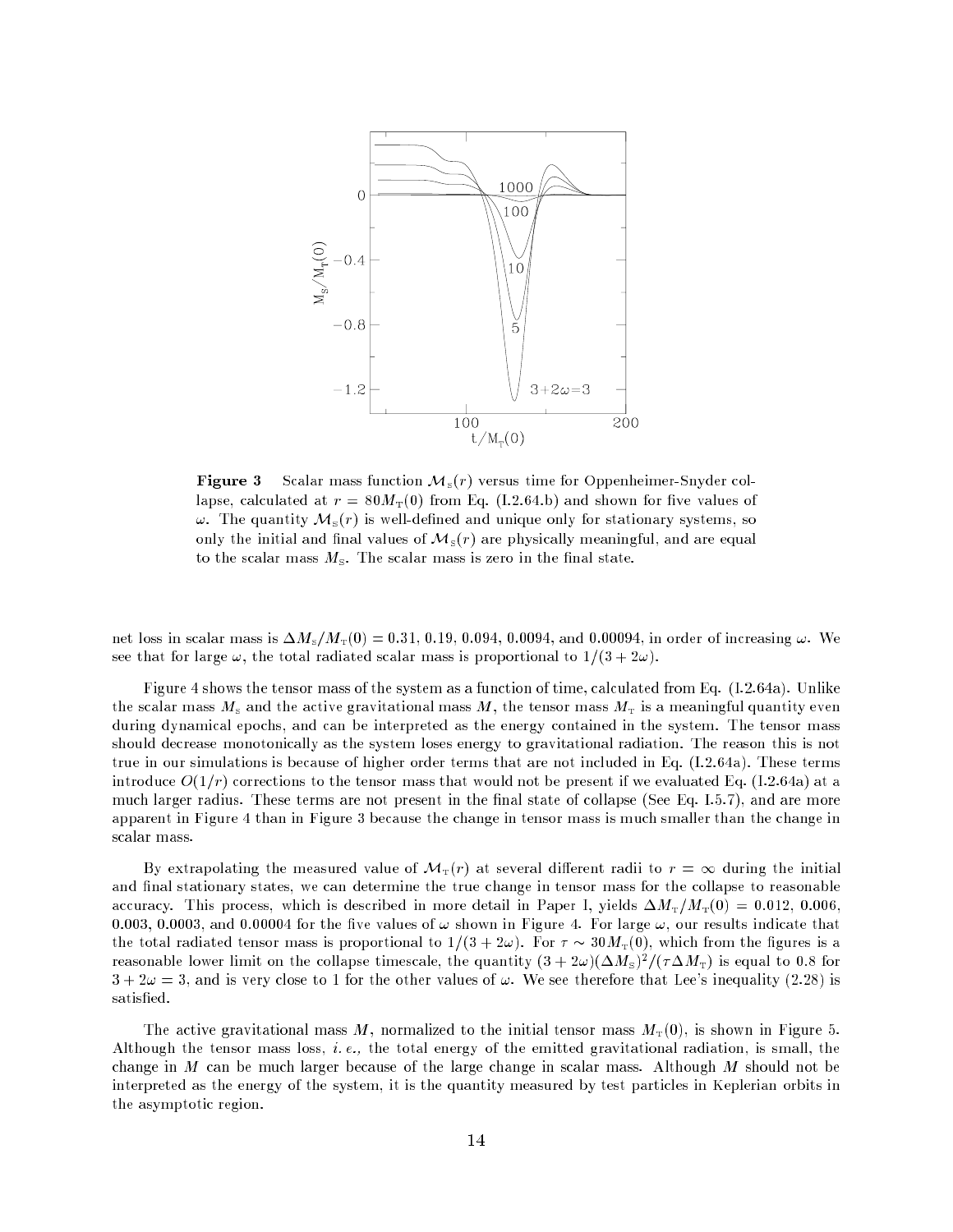**Figure 3** Scalar mass function $\mathcal{M}_{\rm S}(r)$ versus time for Oppenheimer-Snyder collapse, calculated at $r = 80M_{\rm T}(0)$ from Eq. (I.2.64.b) and shown for five values of $\omega$. The quantity $\mathcal{M}_{\rm S}(r)$ is well-defined and unique only for stationary systems, so only the initial and final values of $\mathcal{M}_{\rm S}(r)$ are physically meaningful, and are equal to the scalar mass $M_{\rm S}$. The scalar mass is zero in the final state.

net loss in scalar mass is $\Delta M_{\rm S}/M_{\rm T}(0) = 0.31$, 0.19, 0.094, 0.0094, and 0.00094, in order of increasing $\omega$. We see that for large $\omega$, the total radiated scalar mass is proportional to $1/(3+2\omega)$.

Figure 4 shows the tensor mass of the system as a function of time, calculated from Eq. (I.2.64a). Unlike the scalar mass $M_{\rm S}$ and the active gravitational mass $M$, the tensor mass $M_{\rm T}$ is a meaningful quantity even during dynamical epochs, and can be interpreted as the energy contained in the system. The tensor mass should decrease monotonically as the system loses energy to gravitational radiation. The reason this is not true in our simulations is because of higher order terms that are not included in Eq. (I.2.64a). These terms introduce $O(1/r)$ corrections to the tensor mass that would not be present if we evaluated Eq. (I.2.64a) at a much larger radius. These terms are not present in the final state of collapse (See Eq. I.5.7), and are more apparent in Figure 4 than in Figure 3 because the change in tensor mass is much smaller than the change in scalar mass.

By extrapolating the measured value of $\mathcal{M}_{\rm T}(r)$ at several different radii to $r = \infty$ during the initial and final stationary states, we can determine the true change in tensor mass for the collapse to reasonable accuracy. This process, which is described in more detail in Paper I, yields $\Delta M_{\rm T}/M_{\rm T}(0) = 0.012$, 0.006, 0.003, 0.0003, and 0.00004 for the five values of $\omega$ shown in Figure 4. For large $\omega$, our results indicate that the total radiated tensor mass is proportional to $1/(3+2\omega)$. For $\tau \sim 30M_{\rm T}(0)$, which from the figures is a reasonable lower limit on the collapse timescale, the quantity $(3+2\omega)(\Delta M_{\rm S})^2/(\tau\Delta M_{\rm T})$ is equal to 0.8 for $3+2\omega = 3$, and is very close to 1 for the other values of $\omega$. We see therefore that Lee's inequality (2.28) is satisfied.

The active gravitational mass $M$, normalized to the initial tensor mass $M_{\rm T}(0)$, is shown in Figure 5. Although the tensor mass loss, *i. e.,* the total energy of the emitted gravitational radiation, is small, the change in $M$ can be much larger because of the large change in scalar mass. Although $M$ should not be interpreted as the energy of the system, it is the quantity measured by test particles in Keplerian orbits in the asymptotic region.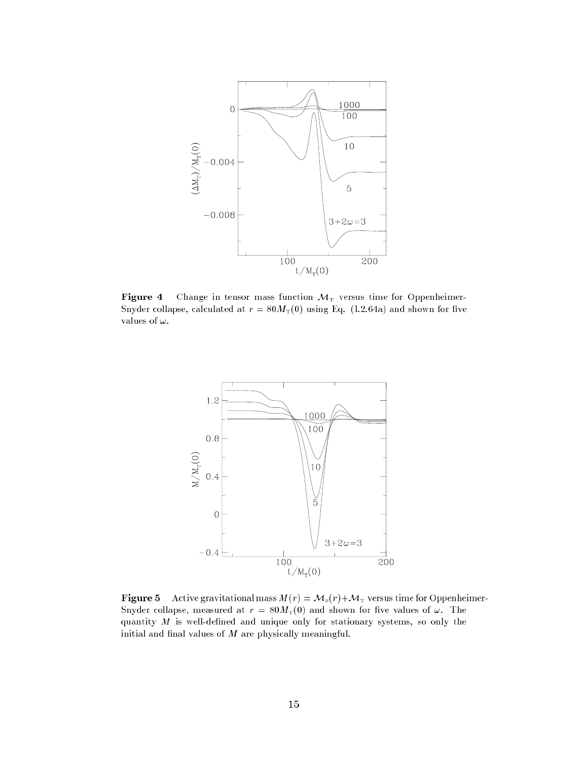**Figure 4** Change in tensor mass function $\mathcal{M}_{\rm T}$ versus time for Oppenheimer-Snyder collapse, calculated at $r = 80M_{\rm T}(0)$ using Eq. (I.2.64a) and shown for five values of $\omega$.

**Figure 5** Active gravitational mass $M(r) = \mathcal{M}_{\rm S}(r)+\mathcal{M}_{\rm T}$ versus time for Oppenheimer-Snyder collapse, measured at $r = 80M_{\rm T}(0)$ and shown for five values of $\omega$. The quantity $M$ is well-defined and unique only for stationary systems, so only the initial and final values of $M$ are physically meaningful.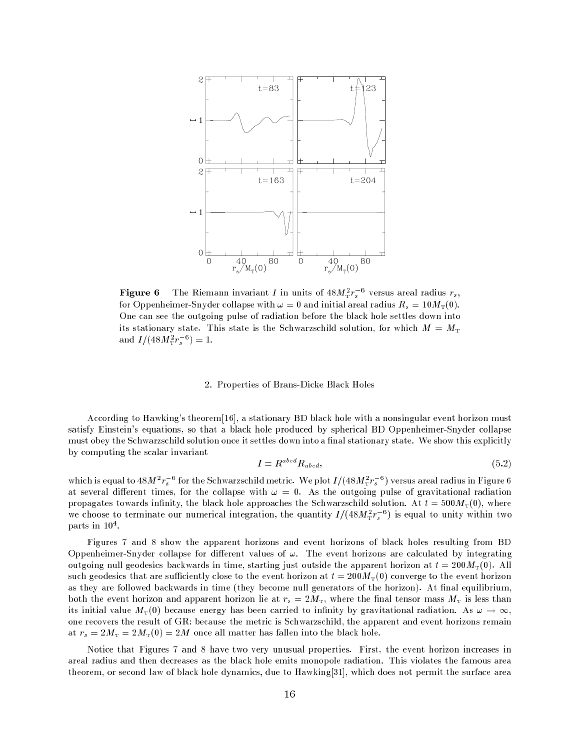**Figure 6** The Riemann invariant $I$ in units of $48M_{\rm T}^2 r_s^{-6}$ versus areal radius $r_s$, for Oppenheimer-Snyder collapse with $\omega = 0$ and initial areal radius $R_s = 10M_{\rm T}(0)$. One can see the outgoing pulse of radiation before the black hole settles down into its stationary state. This state is the Schwarzschild solution, for which $M = M_{\rm T}$ and $I/(48M_{\rm T}^2 r_s^{-6}) = 1$.

## 2. Properties of Brans-Dicke Black Holes

According to Hawking's theorem[16], a stationary BD black hole with a nonsingular event horizon must satisfy Einstein's equations, so that a black hole produced by spherical BD Oppenheimer-Snyder collapse must obey the Schwarzschild solution once it settles down into a final stationary state. We show this explicitly by computing the scalar invariant

$$I = R^{abcd} R_{abcd}, \tag{5.2}$$

which is equal to $48M^2 r_s^{-6}$ for the Schwarzschild metric. We plot $I/(48M_{\rm T}^2 r_s^{-6})$ versus areal radius in Figure 6 at several different times, for the collapse with $\omega = 0$. As the outgoing pulse of gravitational radiation propagates towards infinity, the black hole approaches the Schwarzschild solution. At $t = 500M_{\rm T}(0)$, where we choose to terminate our numerical integration, the quantity $I/(48M_{\rm T}^2 r_s^{-6})$ is equal to unity within two parts in $10^4$.

Figures 7 and 8 show the apparent horizons and event horizons of black holes resulting from BD Oppenheimer-Snyder collapse for different values of $\omega$. The event horizons are calculated by integrating outgoing null geodesics backwards in time, starting just outside the apparent horizon at $t = 200M_{\rm T}(0)$. All such geodesics that are sufficiently close to the event horizon at $t = 200M_{\rm T}(0)$ converge to the event horizon as they are followed backwards in time (they become null generators of the horizon). At final equilibrium, both the event horizon and apparent horizon lie at $r_s = 2M_{\rm T}$, where the final tensor mass $M_{\rm T}$ is less than its initial value $M_{\rm T}(0)$ because energy has been carried to infinity by gravitational radiation. As $\omega \to \infty$, one recovers the result of GR: because the metric is Schwarzschild, the apparent and event horizons remain at $r_s = 2M_{\rm T} = 2M_{\rm T}(0) = 2M$ once all matter has fallen into the black hole.

Notice that Figures 7 and 8 have two very unusual properties. First, the event horizon increases in areal radius and then decreases as the black hole emits monopole radiation. This violates the famous area theorem, or second law of black hole dynamics, due to Hawking[31], which does not permit the surface area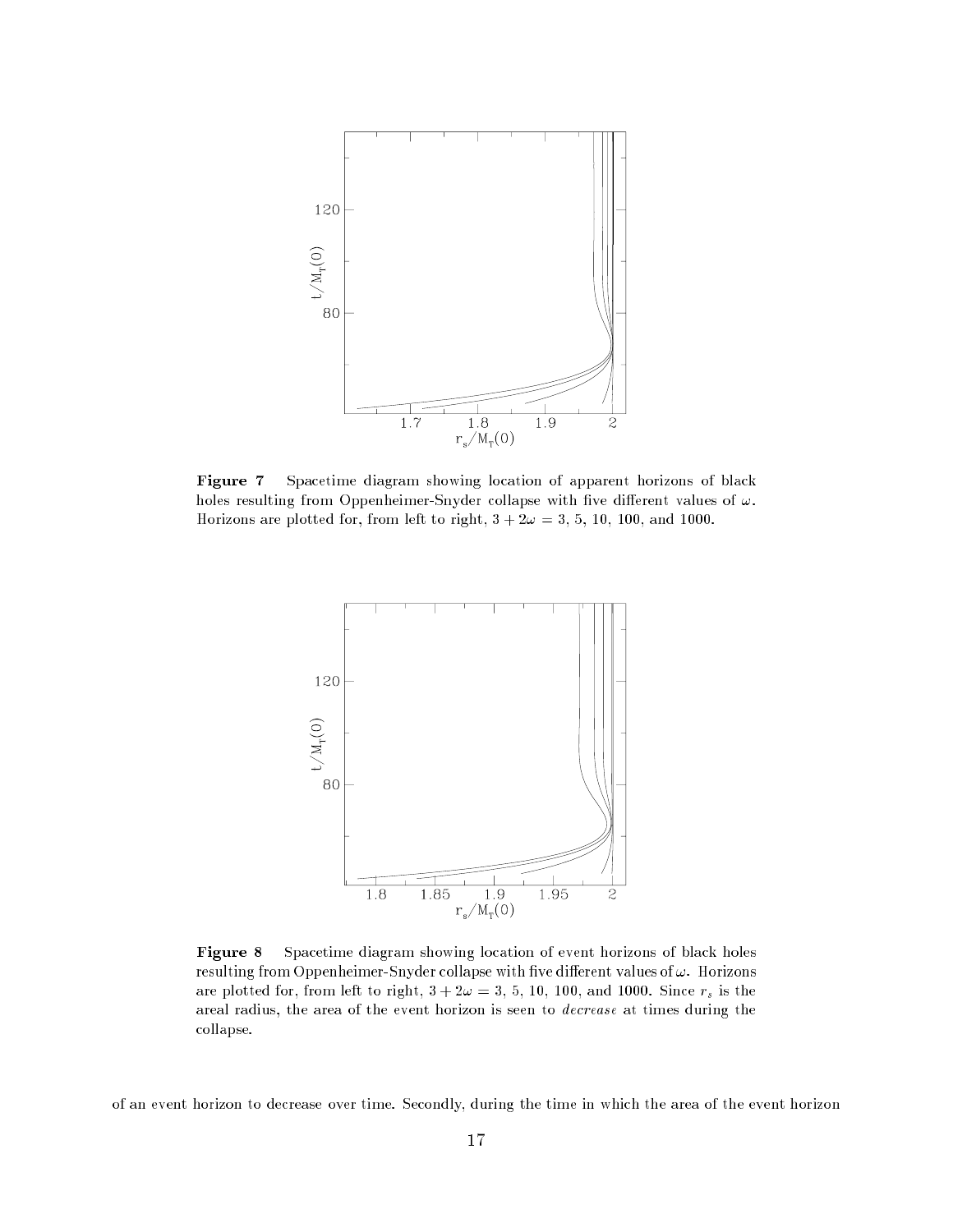**Figure 7** Spacetime diagram showing location of apparent horizons of black holes resulting from Oppenheimer-Snyder collapse with five different values of $\omega$. Horizons are plotted for, from left to right, $3 + 2\omega = 3$, 5, 10, 100, and 1000.

**Figure 8** Spacetime diagram showing location of event horizons of black holes resulting from Oppenheimer-Snyder collapse with five different values of $\omega$. Horizons are plotted for, from left to right, $3 + 2\omega = 3$, 5, 10, 100, and 1000. Since $r_s$ is the areal radius, the area of the event horizon is seen to *decrease* at times during the collapse.

of an event horizon to decrease over time. Secondly, during the time in which the area of the event horizon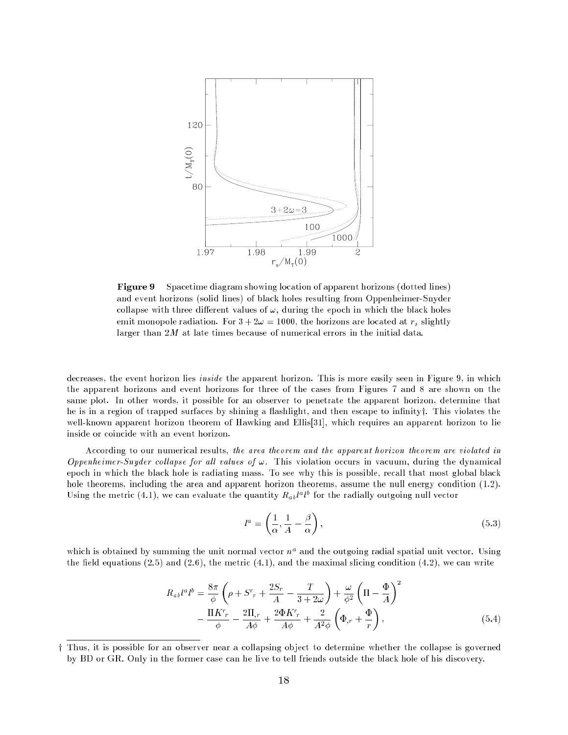**Figure 9** Spacetime diagram showing location of apparent horizons (dotted lines) and event horizons (solid lines) of black holes resulting from Oppenheimer-Snyder collapse with three different values of $\omega$, during the epoch in which the black holes emit monopole radiation. For $3 + 2\omega = 1000$, the horizons are located at $r_s$ slightly larger than $2M$ at late times because of numerical errors in the initial data.

decreases, the event horizon lies *inside* the apparent horizon. This is more easily seen in Figure 9, in which the apparent horizons and event horizons for three of the cases from Figures 7 and 8 are shown on the same plot. In other words, it possible for an observer to penetrate the apparent horizon, determine that he is in a region of trapped surfaces by shining a flashlight, and then escape to infinity†. This violates the well-known apparent horizon theorem of Hawking and Ellis[31], which requires an apparent horizon to lie inside or coincide with an event horizon.

According to our numerical results, *the area theorem and the apparent horizon theorem are violated in Oppenheimer-Snyder collapse for all values of* $\omega$. This violation occurs in vacuum, during the dynamical epoch in which the black hole is radiating mass. To see why this is possible, recall that most global black hole theorems, including the area and apparent horizon theorems, assume the null energy condition (1.2). Using the metric (4.1), we can evaluate the quantity $R_{ab}l^a l^b$ for the radially outgoing null vector

$$
l^a = \left( \frac{1}{\alpha}, \frac{1}{A} - \frac{\beta}{\alpha} \right), \tag{5.3}
$$

which is obtained by summing the unit normal vector $n^a$ and the outgoing radial spatial unit vector. Using the field equations (2.5) and (2.6), the metric (4.1), and the maximal slicing condition (4.2), we can write

$$
\begin{aligned}
R_{ab}l^a l^b = & \frac{8\pi}{\phi} \left( \rho + S^r{}_r + \frac{2S_r}{A} - \frac{T}{3+2\omega} \right) + \frac{\omega}{\phi^2} \left( \Pi - \frac{\Phi}{A} \right)^2 \\
& - \frac{\Pi K^r{}_r}{\phi} - \frac{2\Pi_{,r}}{A\phi} + \frac{2\Phi K^r{}_r}{A\phi} + \frac{2}{A^2\phi} \left( \Phi_{,r} + \frac{\Phi}{r} \right),
\end{aligned} \tag{5.4}
$$

† Thus, it is possible for an observer near a collapsing object to determine whether the collapse is governed by BD or GR. Only in the former case can he live to tell friends outside the black hole of his discovery.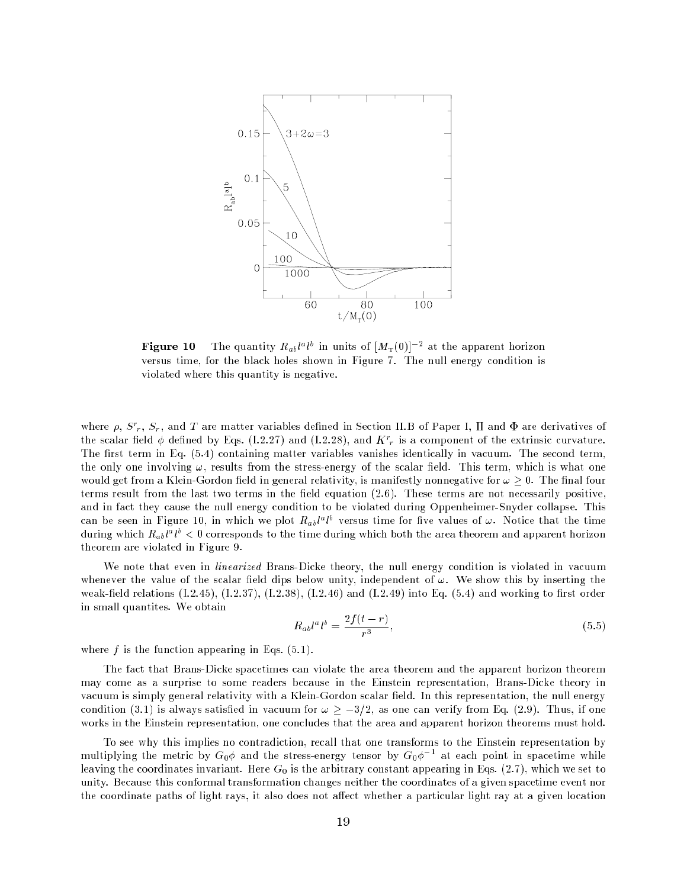**Figure 10** The quantity $R_{ab}l^a l^b$ in units of $[M_T(0)]^{-2}$ at the apparent horizon versus time, for the black holes shown in Figure 7. The null energy condition is violated where this quantity is negative.

where $\rho$, $S^r{}_r$, $S_r$, and $T$ are matter variables defined in Section II.B of Paper I, $\Pi$ and $\Phi$ are derivatives of the scalar field $\phi$ defined by Eqs. (I.2.27) and (I.2.28), and $K^r{}_r$ is a component of the extrinsic curvature. The first term in Eq. (5.4) containing matter variables vanishes identically in vacuum. The second term, the only one involving $\omega$, results from the stress-energy of the scalar field. This term, which is what one would get from a Klein-Gordon field in general relativity, is manifestly nonnegative for $\omega \geq 0$. The final four terms result from the last two terms in the field equation (2.6). These terms are not necessarily positive, and in fact they cause the null energy condition to be violated during Oppenheimer-Snyder collapse. This can be seen in Figure 10, in which we plot $R_{ab}l^a l^b$ versus time for five values of $\omega$. Notice that the time during which $R_{ab}l^a l^b < 0$ corresponds to the time during which both the area theorem and apparent horizon theorem are violated in Figure 9.

We note that even in *linearized* Brans-Dicke theory, the null energy condition is violated in vacuum whenever the value of the scalar field dips below unity, independent of $\omega$. We show this by inserting the weak-field relations (I.2.45), (I.2.37), (I.2.38), (I.2.46) and (I.2.49) into Eq. (5.4) and working to first order in small quantites. We obtain

$$R_{ab}l^a l^b = \frac{2f(t-r)}{r^3}, \tag{5.5}$$

where $f$ is the function appearing in Eqs. (5.1).

The fact that Brans-Dicke spacetimes can violate the area theorem and the apparent horizon theorem may come as a surprise to some readers because in the Einstein representation, Brans-Dicke theory in vacuum is simply general relativity with a Klein-Gordon scalar field. In this representation, the null energy condition (3.1) is always satisfied in vacuum for $\omega \geq -3/2$, as one can verify from Eq. (2.9). Thus, if one works in the Einstein representation, one concludes that the area and apparent horizon theorems must hold.

To see why this implies no contradiction, recall that one transforms to the Einstein representation by multiplying the metric by $G_0\phi$ and the stress-energy tensor by $G_0\phi^{-1}$ at each point in spacetime while leaving the coordinates invariant. Here $G_0$ is the arbitrary constant appearing in Eqs. (2.7), which we set to unity. Because this conformal transformation changes neither the coordinates of a given spacetime event nor the coordinate paths of light rays, it also does not affect whether a particular light ray at a given location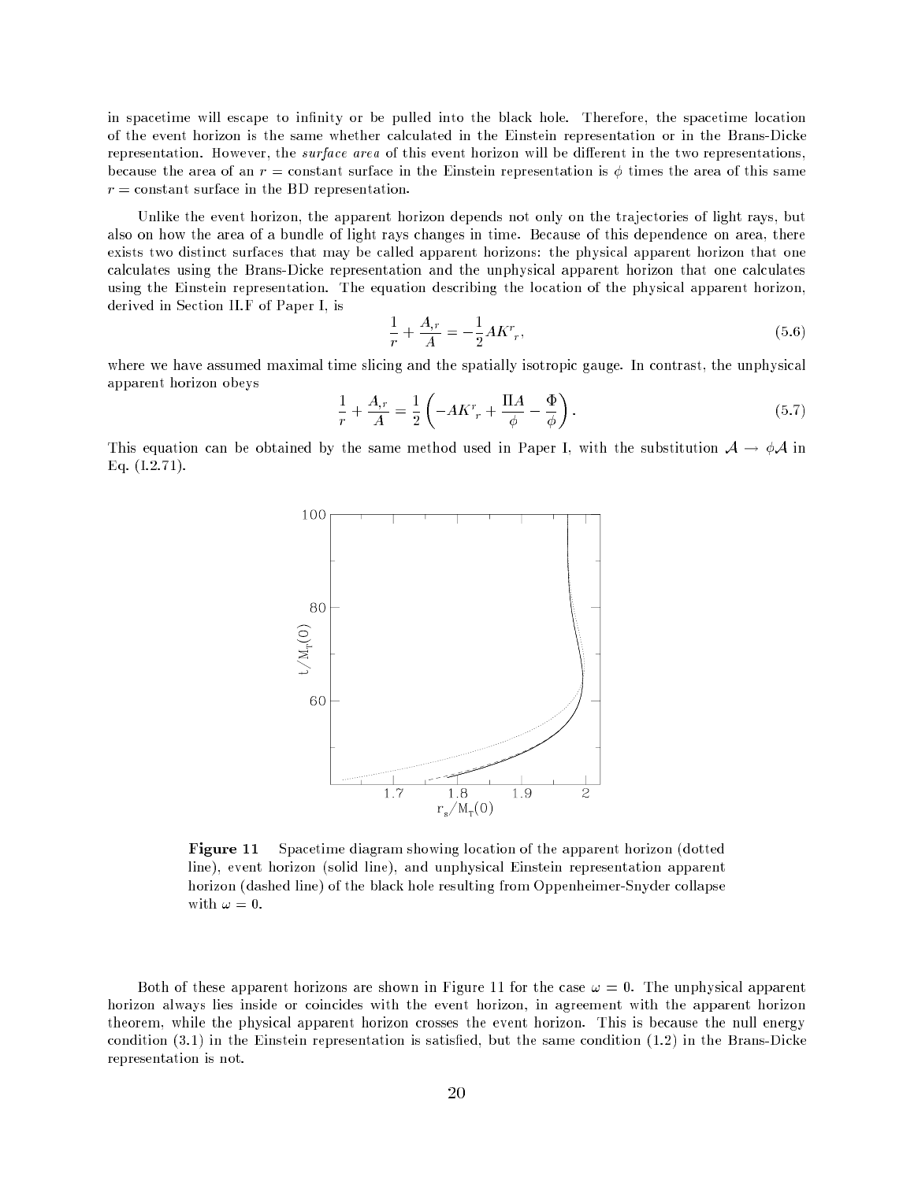in spacetime will escape to infinity or be pulled into the black hole. Therefore, the spacetime location of the event horizon is the same whether calculated in the Einstein representation or in the Brans-Dicke representation. However, the *surface area* of this event horizon will be different in the two representations, because the area of an $r =$ constant surface in the Einstein representation is $\phi$ times the area of this same $r =$ constant surface in the BD representation.

Unlike the event horizon, the apparent horizon depends not only on the trajectories of light rays, but also on how the area of a bundle of light rays changes in time. Because of this dependence on area, there exists two distinct surfaces that may be called apparent horizons: the physical apparent horizon that one calculates using the Brans-Dicke representation and the unphysical apparent horizon that one calculates using the Einstein representation. The equation describing the location of the physical apparent horizon, derived in Section II.F of Paper I, is

$$\frac{1}{r} + \frac{A_{,r}}{A} = -\frac{1}{2}AK^r{}_r, \tag{5.6}$$

where we have assumed maximal time slicing and the spatially isotropic gauge. In contrast, the unphysical apparent horizon obeys

$$\frac{1}{r} + \frac{A_{,r}}{A} = \frac{1}{2}\left(-AK^r{}_r + \frac{\Pi A}{\phi} - \frac{\Phi}{\phi}\right). \tag{5.7}$$

This equation can be obtained by the same method used in Paper I, with the substitution $\mathcal{A} \rightarrow \phi\mathcal{A}$ in Eq. (I.2.71).

**Figure 11** Spacetime diagram showing location of the apparent horizon (dotted line), event horizon (solid line), and unphysical Einstein representation apparent horizon (dashed line) of the black hole resulting from Oppenheimer-Snyder collapse with $\omega = 0$.

Both of these apparent horizons are shown in Figure 11 for the case $\omega = 0$. The unphysical apparent horizon always lies inside or coincides with the event horizon, in agreement with the apparent horizon theorem, while the physical apparent horizon crosses the event horizon. This is because the null energy condition (3.1) in the Einstein representation is satisfied, but the same condition (1.2) in the Brans-Dicke representation is not.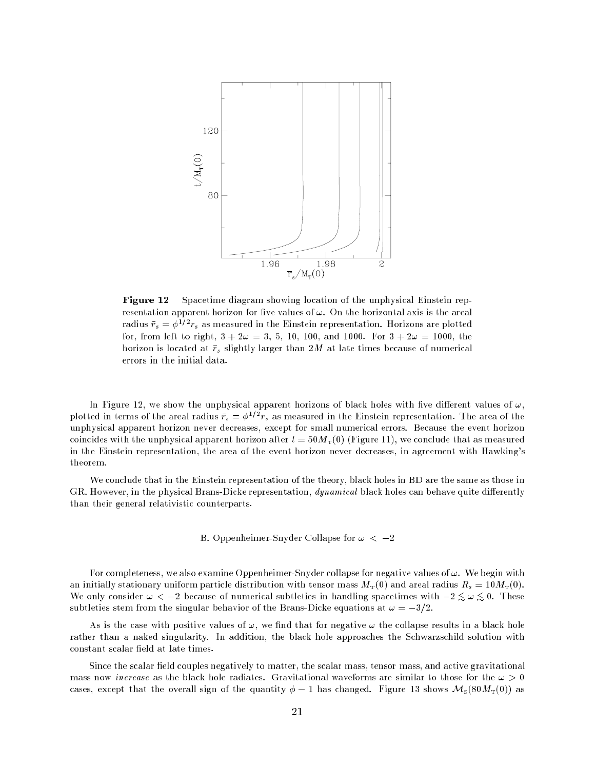**Figure 12** Spacetime diagram showing location of the unphysical Einstein representation apparent horizon for five values of $\omega$. On the horizontal axis is the areal radius $\bar{r}_s = \phi^{1/2} r_s$ as measured in the Einstein representation. Horizons are plotted for, from left to right, $3 + 2\omega = 3$, 5, 10, 100, and 1000. For $3 + 2\omega = 1000$, the horizon is located at $\bar{r}_s$ slightly larger than $2M$ at late times because of numerical errors in the initial data.

In Figure 12, we show the unphysical apparent horizons of black holes with five different values of $\omega$, plotted in terms of the areal radius $\bar{r}_s = \phi^{1/2} r_s$ as measured in the Einstein representation. The area of the unphysical apparent horizon never decreases, except for small numerical errors. Because the event horizon coincides with the unphysical apparent horizon after $t = 50 M_T(0)$ (Figure 11), we conclude that as measured in the Einstein representation, the area of the event horizon never decreases, in agreement with Hawking's theorem.

We conclude that in the Einstein representation of the theory, black holes in BD are the same as those in GR. However, in the physical Brans-Dicke representation, *dynamical* black holes can behave quite differently than their general relativistic counterparts.

## B. Oppenheimer-Snyder Collapse for $\omega < -2$

For completeness, we also examine Oppenheimer-Snyder collapse for negative values of $\omega$. We begin with an initially stationary uniform particle distribution with tensor mass $M_T(0)$ and areal radius $R_s = 10 M_T(0)$. We only consider $\omega < -2$ because of numerical subtleties in handling spacetimes with $-2 \lesssim \omega \lesssim 0$. These subtleties stem from the singular behavior of the Brans-Dicke equations at $\omega = -3/2$.

As is the case with positive values of $\omega$, we find that for negative $\omega$ the collapse results in a black hole rather than a naked singularity. In addition, the black hole approaches the Schwarzschild solution with constant scalar field at late times.

Since the scalar field couples negatively to matter, the scalar mass, tensor mass, and active gravitational mass now *increase* as the black hole radiates. Gravitational waveforms are similar to those for the $\omega > 0$ cases, except that the overall sign of the quantity $\phi - 1$ has changed. Figure 13 shows $\mathcal{M}_S(80 M_T(0))$ as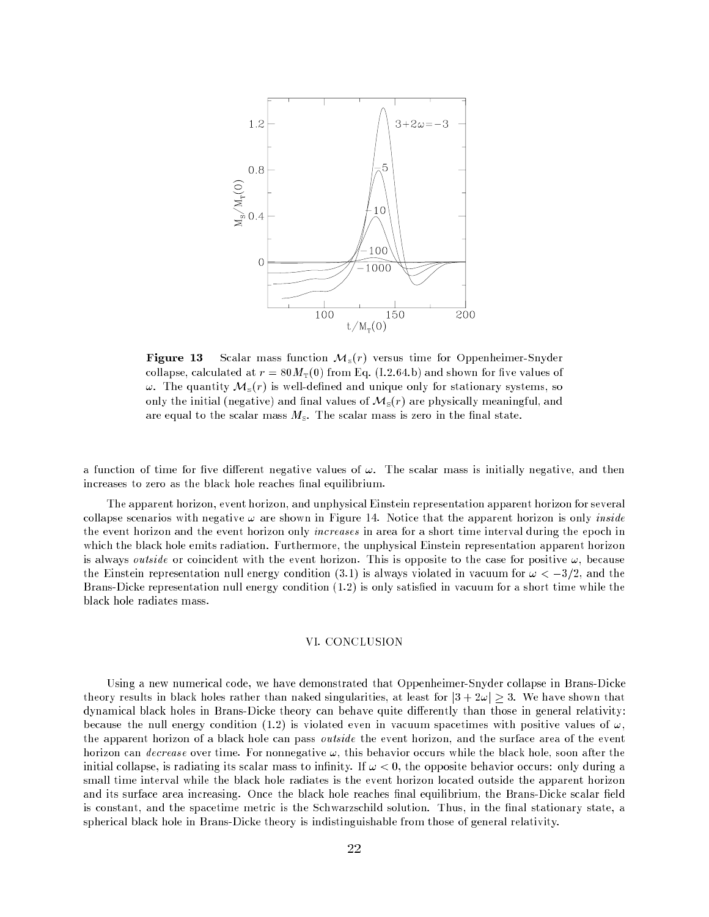**Figure 13** Scalar mass function $\mathcal{M}_S(r)$ versus time for Oppenheimer-Snyder collapse, calculated at $r = 80M_T(0)$ from Eq. (I.2.64.b) and shown for five values of $\omega$. The quantity $\mathcal{M}_S(r)$ is well-defined and unique only for stationary systems, so only the initial (negative) and final values of $\mathcal{M}_S(r)$ are physically meaningful, and are equal to the scalar mass $M_S$. The scalar mass is zero in the final state.

a function of time for five different negative values of $\omega$. The scalar mass is initially negative, and then increases to zero as the black hole reaches final equilibrium.

The apparent horizon, event horizon, and unphysical Einstein representation apparent horizon for several collapse scenarios with negative $\omega$ are shown in Figure 14. Notice that the apparent horizon is only *inside* the event horizon and the event horizon only *increases* in area for a short time interval during the epoch in which the black hole emits radiation. Furthermore, the unphysical Einstein representation apparent horizon is always *outside* or coincident with the event horizon. This is opposite to the case for positive $\omega$, because the Einstein representation null energy condition (3.1) is always violated in vacuum for $\omega < -3/2$, and the Brans-Dicke representation null energy condition (1.2) is only satisfied in vacuum for a short time while the black hole radiates mass.

## VI. CONCLUSION

Using a new numerical code, we have demonstrated that Oppenheimer-Snyder collapse in Brans-Dicke theory results in black holes rather than naked singularities, at least for $|3 + 2\omega| \geq 3$. We have shown that dynamical black holes in Brans-Dicke theory can behave quite differently than those in general relativity: because the null energy condition (1.2) is violated even in vacuum spacetimes with positive values of $\omega$, the apparent horizon of a black hole can pass *outside* the event horizon, and the surface area of the event horizon can *decrease* over time. For nonnegative $\omega$, this behavior occurs while the black hole, soon after the initial collapse, is radiating its scalar mass to infinity. If $\omega < 0$, the opposite behavior occurs: only during a small time interval while the black hole radiates is the event horizon located outside the apparent horizon and its surface area increasing. Once the black hole reaches final equilibrium, the Brans-Dicke scalar field is constant, and the spacetime metric is the Schwarzschild solution. Thus, in the final stationary state, a spherical black hole in Brans-Dicke theory is indistinguishable from those of general relativity.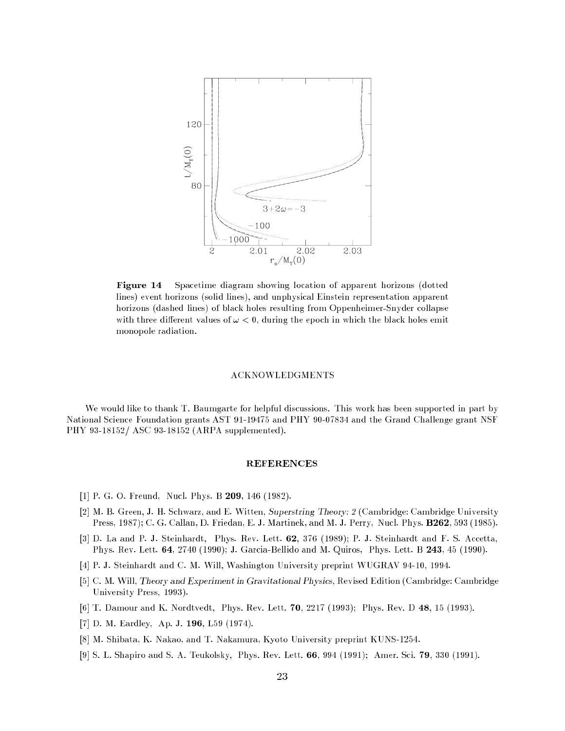**Figure 14** Spacetime diagram showing location of apparent horizons (dotted lines) event horizons (solid lines), and unphysical Einstein representation apparent horizons (dashed lines) of black holes resulting from Oppenheimer-Snyder collapse with three different values of $\omega < 0$, during the epoch in which the black holes emit monopole radiation.

## ACKNOWLEDGMENTS

We would like to thank T. Baumgarte for helpful discussions. This work has been supported in part by National Science Foundation grants AST 91-19475 and PHY 90-07834 and the Grand Challenge grant NSF PHY 93-18152/ ASC 93-18152 (ARPA supplemented).

## REFERENCES

[1] P. G. O. Freund, Nucl. Phys. B **209**, 146 (1982).

[2] M. B. Green, J. H. Schwarz, and E. Witten, *Superstring Theory: 2* (Cambridge: Cambridge University Press, 1987); C. G. Callan, D. Friedan, E. J. Martinek, and M. J. Perry, Nucl. Phys. **B262**, 593 (1985).

[3] D. La and P. J. Steinhardt, Phys. Rev. Lett. **62**, 376 (1989); P. J. Steinhardt and F. S. Accetta, Phys. Rev. Lett. **64**, 2740 (1990); J. Garcia-Bellido and M. Quiros, Phys. Lett. B **243**, 45 (1990).

[4] P. J. Steinhardt and C. M. Will, Washington University preprint WUGRAV 94-10, 1994.

[5] C. M. Will, *Theory and Experiment in Gravitational Physics*, Revised Edition (Cambridge: Cambridge University Press, 1993).

[6] T. Damour and K. Nordtvedt, Phys. Rev. Lett. **70**, 2217 (1993); Phys. Rev. D **48**, 15 (1993).

[7] D. M. Eardley, Ap. J. **196**, L59 (1974).

[8] M. Shibata, K. Nakao, and T. Nakamura, Kyoto University preprint KUNS-1254.

[9] S. L. Shapiro and S. A. Teukolsky, Phys. Rev. Lett. **66**, 994 (1991); Amer. Sci. **79**, 330 (1991).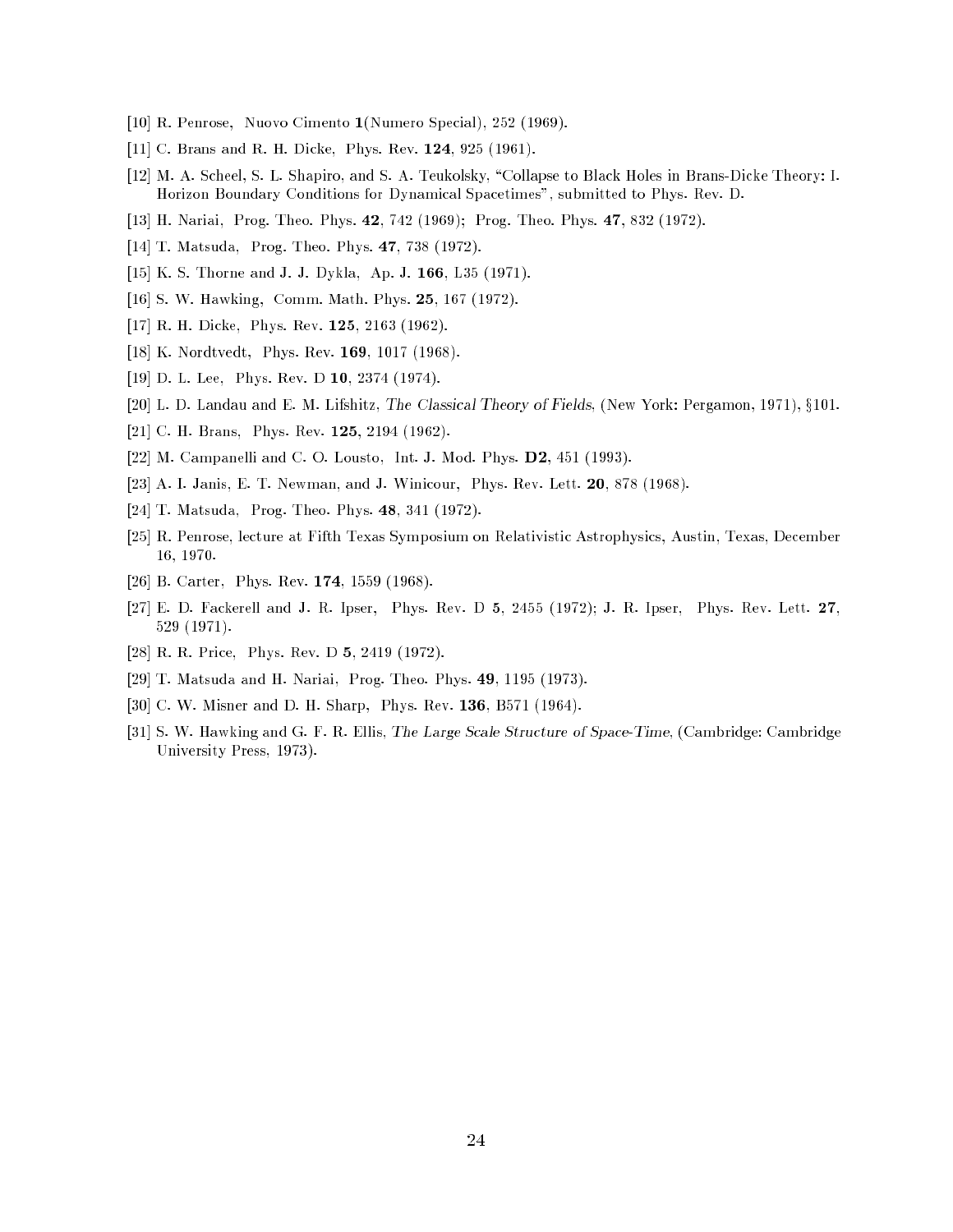[10] R. Penrose, Nuovo Cimento **1**(Numero Special), 252 (1969).

[11] C. Brans and R. H. Dicke, Phys. Rev. **124**, 925 (1961).

[12] M. A. Scheel, S. L. Shapiro, and S. A. Teukolsky, "Collapse to Black Holes in Brans-Dicke Theory: I. Horizon Boundary Conditions for Dynamical Spacetimes", submitted to Phys. Rev. D.

[13] H. Nariai, Prog. Theo. Phys. **42**, 742 (1969); Prog. Theo. Phys. **47**, 832 (1972).

[14] T. Matsuda, Prog. Theo. Phys. **47**, 738 (1972).

[15] K. S. Thorne and J. J. Dykla, Ap. J. **166**, L35 (1971).

[16] S. W. Hawking, Comm. Math. Phys. **25**, 167 (1972).

[17] R. H. Dicke, Phys. Rev. **125**, 2163 (1962).

[18] K. Nordtvedt, Phys. Rev. **169**, 1017 (1968).

[19] D. L. Lee, Phys. Rev. D **10**, 2374 (1974).

[20] L. D. Landau and E. M. Lifshitz, *The Classical Theory of Fields*, (New York: Pergamon, 1971), §101.

[21] C. H. Brans, Phys. Rev. **125**, 2194 (1962).

[22] M. Campanelli and C. O. Lousto, Int. J. Mod. Phys. **D2**, 451 (1993).

[23] A. I. Janis, E. T. Newman, and J. Winicour, Phys. Rev. Lett. **20**, 878 (1968).

[24] T. Matsuda, Prog. Theo. Phys. **48**, 341 (1972).

[25] R. Penrose, lecture at Fifth Texas Symposium on Relativistic Astrophysics, Austin, Texas, December 16, 1970.

[26] B. Carter, Phys. Rev. **174**, 1559 (1968).

[27] E. D. Fackerell and J. R. Ipser, Phys. Rev. D **5**, 2455 (1972); J. R. Ipser, Phys. Rev. Lett. **27**, 529 (1971).

[28] R. R. Price, Phys. Rev. D **5**, 2419 (1972).

[29] T. Matsuda and H. Nariai, Prog. Theo. Phys. **49**, 1195 (1973).

[30] C. W. Misner and D. H. Sharp, Phys. Rev. **136**, B571 (1964).

[31] S. W. Hawking and G. F. R. Ellis, *The Large Scale Structure of Space-Time*, (Cambridge: Cambridge University Press, 1973).